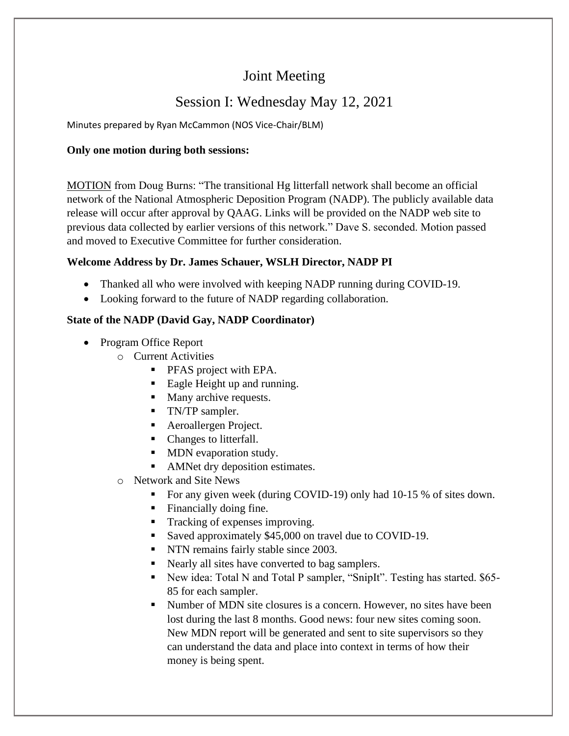# Joint Meeting

## Session I: Wednesday May 12, 2021

Minutes prepared by Ryan McCammon (NOS Vice-Chair/BLM)

**Only one motion during both sessions:**

MOTION from Doug Burns: "The transitional Hg litterfall network shall become an official network of the National Atmospheric Deposition Program (NADP). The publicly available data release will occur after approval by QAAG. Links will be provided on the NADP web site to previous data collected by earlier versions of this network." Dave S. seconded. Motion passed and moved to Executive Committee for further consideration.

**Welcome Address by Dr. James Schauer, WSLH Director, NADP PI**

- Thanked all who were involved with keeping NADP running during COVID-19.
- Looking forward to the future of NADP regarding collaboration.

**State of the NADP (David Gay, NADP Coordinator)**

- Program Office Report
  - Current Activities
    - PFAS project with EPA.
    - Eagle Height up and running.
    - Many archive requests.
    - TN/TP sampler.
    - Aeroallergen Project.
    - Changes to litterfall.
    - MDN evaporation study.
    - AMNet dry deposition estimates.
  - Network and Site News
    - For any given week (during COVID-19) only had 10-15 % of sites down.
    - Financially doing fine.
    - Tracking of expenses improving.
    - Saved approximately $45,000 on travel due to COVID-19.
    - NTN remains fairly stable since 2003.
    - Nearly all sites have converted to bag samplers.
    - New idea: Total N and Total P sampler, "SnipIt". Testing has started. $65-85 for each sampler.
    - Number of MDN site closures is a concern. However, no sites have been lost during the last 8 months. Good news: four new sites coming soon. New MDN report will be generated and sent to site supervisors so they can understand the data and place into context in terms of how their money is being spent.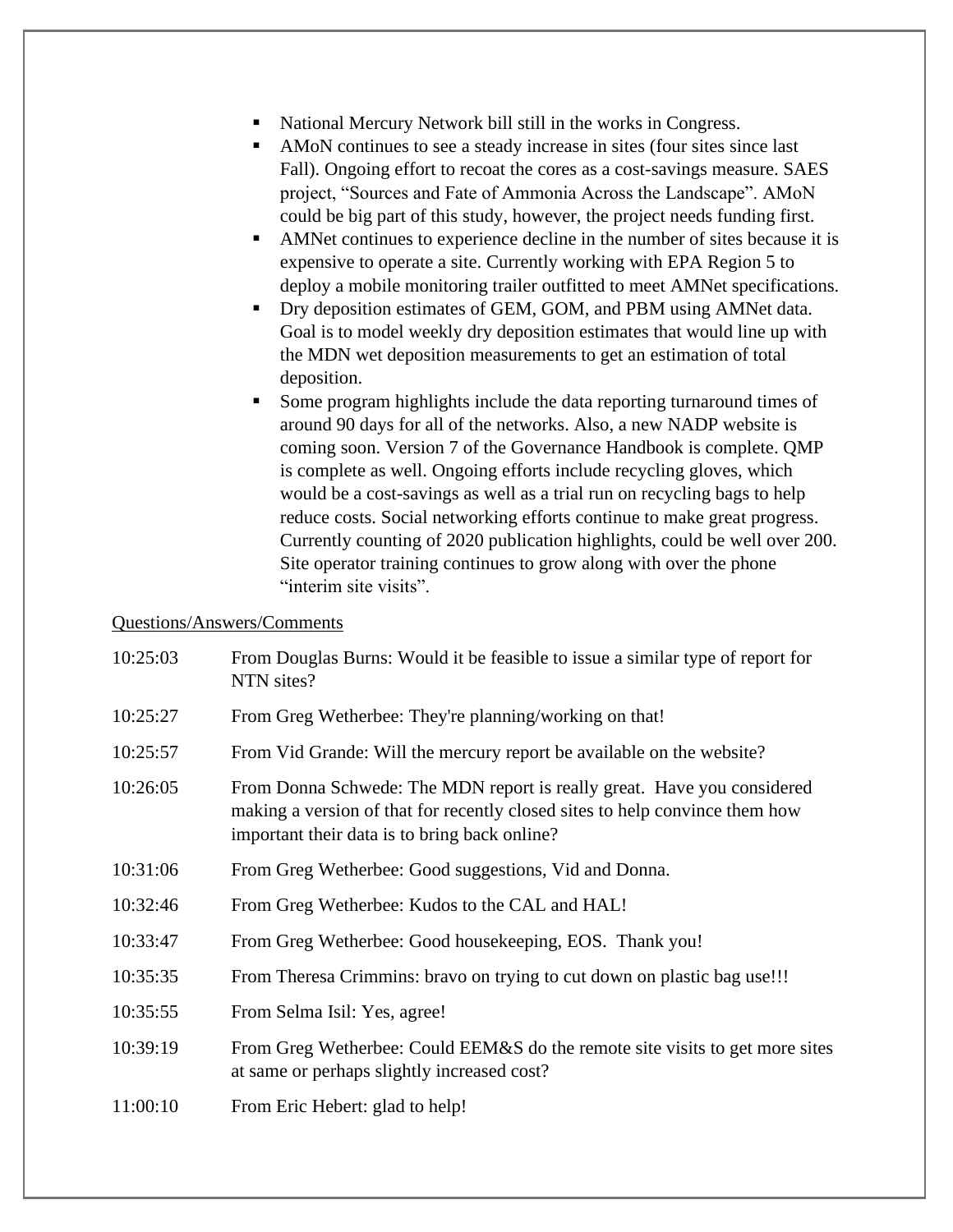- National Mercury Network bill still in the works in Congress.
- AMoN continues to see a steady increase in sites (four sites since last Fall). Ongoing effort to recoat the cores as a cost-savings measure. SAES project, "Sources and Fate of Ammonia Across the Landscape". AMoN could be big part of this study, however, the project needs funding first.
- AMNet continues to experience decline in the number of sites because it is expensive to operate a site. Currently working with EPA Region 5 to deploy a mobile monitoring trailer outfitted to meet AMNet specifications.
- Dry deposition estimates of GEM, GOM, and PBM using AMNet data. Goal is to model weekly dry deposition estimates that would line up with the MDN wet deposition measurements to get an estimation of total deposition.
- Some program highlights include the data reporting turnaround times of around 90 days for all of the networks. Also, a new NADP website is coming soon. Version 7 of the Governance Handbook is complete. QMP is complete as well. Ongoing efforts include recycling gloves, which would be a cost-savings as well as a trial run on recycling bags to help reduce costs. Social networking efforts continue to make great progress. Currently counting of 2020 publication highlights, could be well over 200. Site operator training continues to grow along with over the phone "interim site visits".

Questions/Answers/Comments

| | |
|---|---|
| 10:25:03 | From Douglas Burns: Would it be feasible to issue a similar type of report for NTN sites? |
| 10:25:27 | From Greg Wetherbee: They're planning/working on that! |
| 10:25:57 | From Vid Grande: Will the mercury report be available on the website? |
| 10:26:05 | From Donna Schwede: The MDN report is really great. Have you considered making a version of that for recently closed sites to help convince them how important their data is to bring back online? |
| 10:31:06 | From Greg Wetherbee: Good suggestions, Vid and Donna. |
| 10:32:46 | From Greg Wetherbee: Kudos to the CAL and HAL! |
| 10:33:47 | From Greg Wetherbee: Good housekeeping, EOS. Thank you! |
| 10:35:35 | From Theresa Crimmins: bravo on trying to cut down on plastic bag use!!! |
| 10:35:55 | From Selma Isil: Yes, agree! |
| 10:39:19 | From Greg Wetherbee: Could EEM&S do the remote site visits to get more sites at same or perhaps slightly increased cost? |
| 11:00:10 | From Eric Hebert: glad to help! |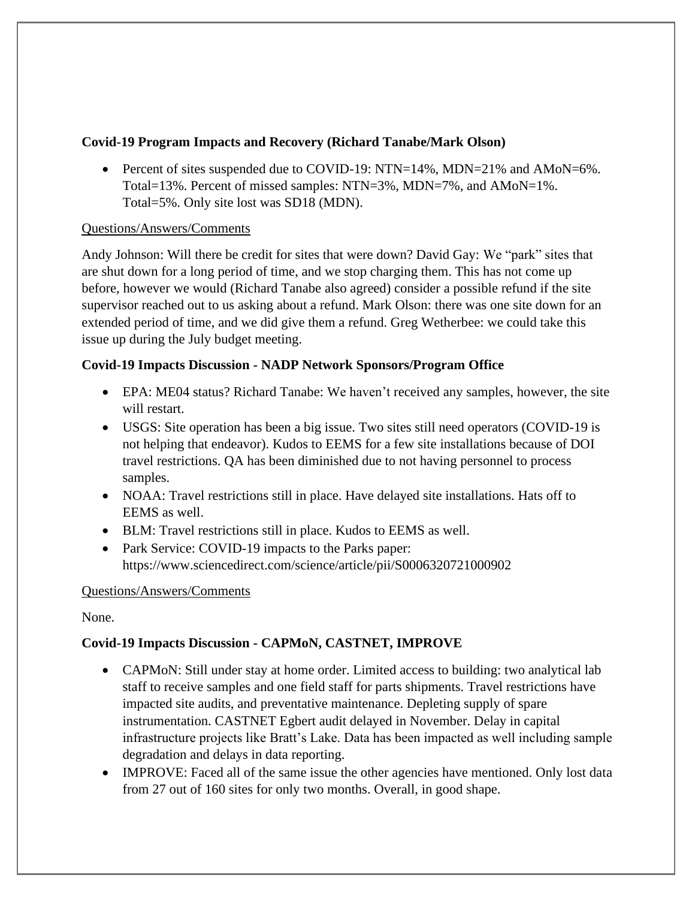**Covid-19 Program Impacts and Recovery (Richard Tanabe/Mark Olson)**

- Percent of sites suspended due to COVID-19: NTN=14%, MDN=21% and AMoN=6%. Total=13%. Percent of missed samples: NTN=3%, MDN=7%, and AMoN=1%. Total=5%. Only site lost was SD18 (MDN).

<u>Questions/Answers/Comments</u>

Andy Johnson: Will there be credit for sites that were down? David Gay: We "park" sites that are shut down for a long period of time, and we stop charging them. This has not come up before, however we would (Richard Tanabe also agreed) consider a possible refund if the site supervisor reached out to us asking about a refund. Mark Olson: there was one site down for an extended period of time, and we did give them a refund. Greg Wetherbee: we could take this issue up during the July budget meeting.

**Covid-19 Impacts Discussion - NADP Network Sponsors/Program Office**

- EPA: ME04 status? Richard Tanabe: We haven't received any samples, however, the site will restart.
- USGS: Site operation has been a big issue. Two sites still need operators (COVID-19 is not helping that endeavor). Kudos to EEMS for a few site installations because of DOI travel restrictions. QA has been diminished due to not having personnel to process samples.
- NOAA: Travel restrictions still in place. Have delayed site installations. Hats off to EEMS as well.
- BLM: Travel restrictions still in place. Kudos to EEMS as well.
- Park Service: COVID-19 impacts to the Parks paper: https://www.sciencedirect.com/science/article/pii/S0006320721000902

<u>Questions/Answers/Comments</u>

None.

**Covid-19 Impacts Discussion - CAPMoN, CASTNET, IMPROVE**

- CAPMoN: Still under stay at home order. Limited access to building: two analytical lab staff to receive samples and one field staff for parts shipments. Travel restrictions have impacted site audits, and preventative maintenance. Depleting supply of spare instrumentation. CASTNET Egbert audit delayed in November. Delay in capital infrastructure projects like Bratt's Lake. Data has been impacted as well including sample degradation and delays in data reporting.
- IMPROVE: Faced all of the same issue the other agencies have mentioned. Only lost data from 27 out of 160 sites for only two months. Overall, in good shape.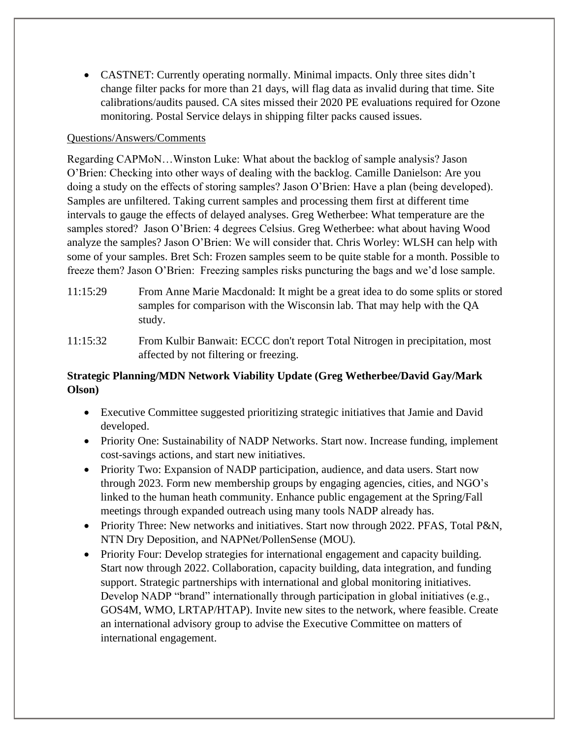- CASTNET: Currently operating normally. Minimal impacts. Only three sites didn't change filter packs for more than 21 days, will flag data as invalid during that time. Site calibrations/audits paused. CA sites missed their 2020 PE evaluations required for Ozone monitoring. Postal Service delays in shipping filter packs caused issues.

Questions/Answers/Comments

Regarding CAPMoN…Winston Luke: What about the backlog of sample analysis? Jason O'Brien: Checking into other ways of dealing with the backlog. Camille Danielson: Are you doing a study on the effects of storing samples? Jason O'Brien: Have a plan (being developed). Samples are unfiltered. Taking current samples and processing them first at different time intervals to gauge the effects of delayed analyses. Greg Wetherbee: What temperature are the samples stored? Jason O'Brien: 4 degrees Celsius. Greg Wetherbee: what about having Wood analyze the samples? Jason O'Brien: We will consider that. Chris Worley: WLSH can help with some of your samples. Bret Sch: Frozen samples seem to be quite stable for a month. Possible to freeze them? Jason O'Brien: Freezing samples risks puncturing the bags and we'd lose sample.

11:15:29 From Anne Marie Macdonald: It might be a great idea to do some splits or stored samples for comparison with the Wisconsin lab. That may help with the QA study.

11:15:32 From Kulbir Banwait: ECCC don't report Total Nitrogen in precipitation, most affected by not filtering or freezing.

**Strategic Planning/MDN Network Viability Update (Greg Wetherbee/David Gay/Mark Olson)**

- Executive Committee suggested prioritizing strategic initiatives that Jamie and David developed.
- Priority One: Sustainability of NADP Networks. Start now. Increase funding, implement cost-savings actions, and start new initiatives.
- Priority Two: Expansion of NADP participation, audience, and data users. Start now through 2023. Form new membership groups by engaging agencies, cities, and NGO's linked to the human heath community. Enhance public engagement at the Spring/Fall meetings through expanded outreach using many tools NADP already has.
- Priority Three: New networks and initiatives. Start now through 2022. PFAS, Total P&N, NTN Dry Deposition, and NAPNet/PollenSense (MOU).
- Priority Four: Develop strategies for international engagement and capacity building. Start now through 2022. Collaboration, capacity building, data integration, and funding support. Strategic partnerships with international and global monitoring initiatives. Develop NADP "brand" internationally through participation in global initiatives (e.g., GOS4M, WMO, LRTAP/HTAP). Invite new sites to the network, where feasible. Create an international advisory group to advise the Executive Committee on matters of international engagement.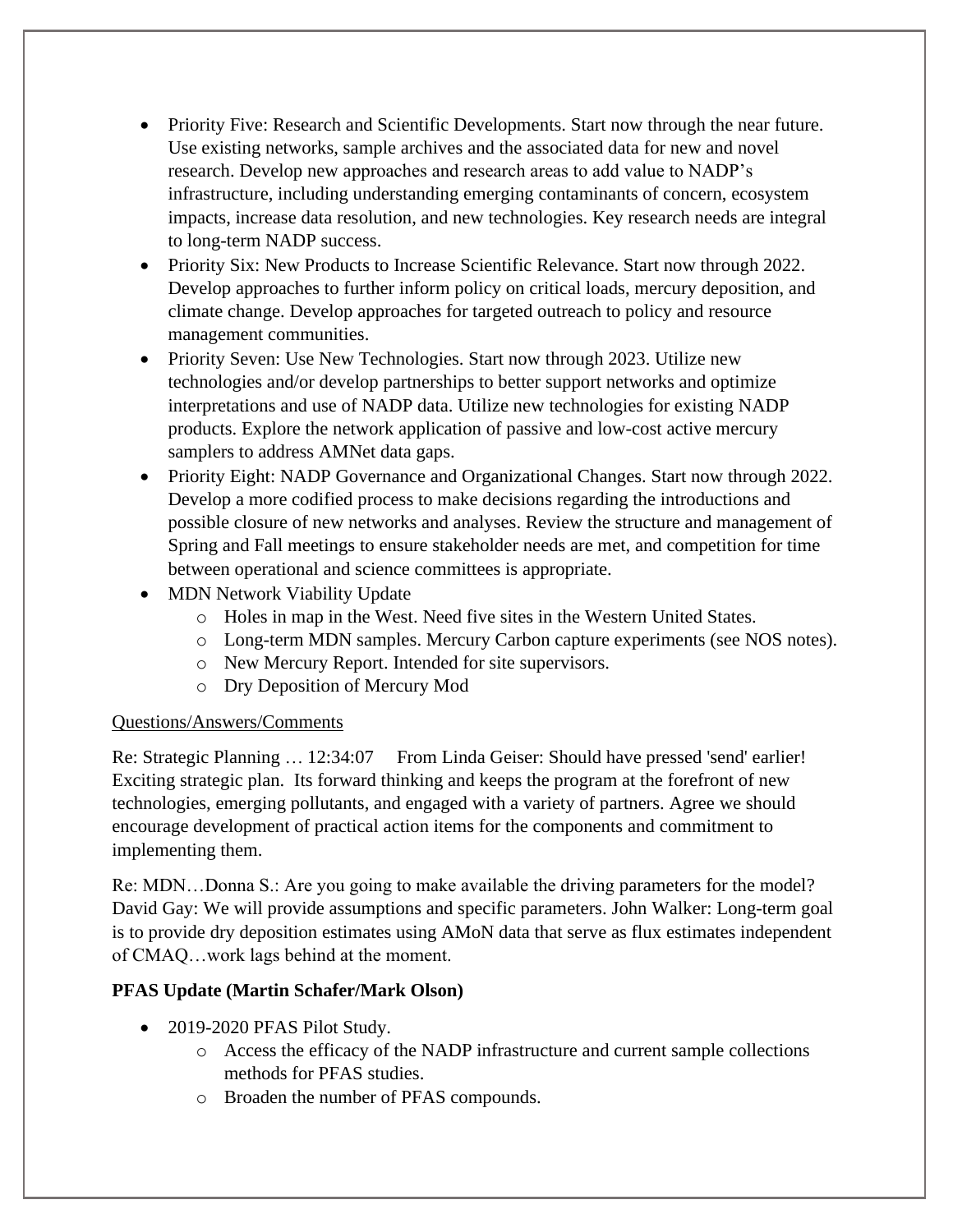- Priority Five: Research and Scientific Developments. Start now through the near future. Use existing networks, sample archives and the associated data for new and novel research. Develop new approaches and research areas to add value to NADP's infrastructure, including understanding emerging contaminants of concern, ecosystem impacts, increase data resolution, and new technologies. Key research needs are integral to long-term NADP success.
- Priority Six: New Products to Increase Scientific Relevance. Start now through 2022. Develop approaches to further inform policy on critical loads, mercury deposition, and climate change. Develop approaches for targeted outreach to policy and resource management communities.
- Priority Seven: Use New Technologies. Start now through 2023. Utilize new technologies and/or develop partnerships to better support networks and optimize interpretations and use of NADP data. Utilize new technologies for existing NADP products. Explore the network application of passive and low-cost active mercury samplers to address AMNet data gaps.
- Priority Eight: NADP Governance and Organizational Changes. Start now through 2022. Develop a more codified process to make decisions regarding the introductions and possible closure of new networks and analyses. Review the structure and management of Spring and Fall meetings to ensure stakeholder needs are met, and competition for time between operational and science committees is appropriate.
- MDN Network Viability Update
    - Holes in map in the West. Need five sites in the Western United States.
    - Long-term MDN samples. Mercury Carbon capture experiments (see NOS notes).
    - New Mercury Report. Intended for site supervisors.
    - Dry Deposition of Mercury Mod

Questions/Answers/Comments

Re: Strategic Planning … 12:34:07 From Linda Geiser: Should have pressed 'send' earlier! Exciting strategic plan. Its forward thinking and keeps the program at the forefront of new technologies, emerging pollutants, and engaged with a variety of partners. Agree we should encourage development of practical action items for the components and commitment to implementing them.

Re: MDN…Donna S.: Are you going to make available the driving parameters for the model? David Gay: We will provide assumptions and specific parameters. John Walker: Long-term goal is to provide dry deposition estimates using AMoN data that serve as flux estimates independent of CMAQ…work lags behind at the moment.

**PFAS Update (Martin Schafer/Mark Olson)**

- 2019-2020 PFAS Pilot Study.
    - Access the efficacy of the NADP infrastructure and current sample collections methods for PFAS studies.
    - Broaden the number of PFAS compounds.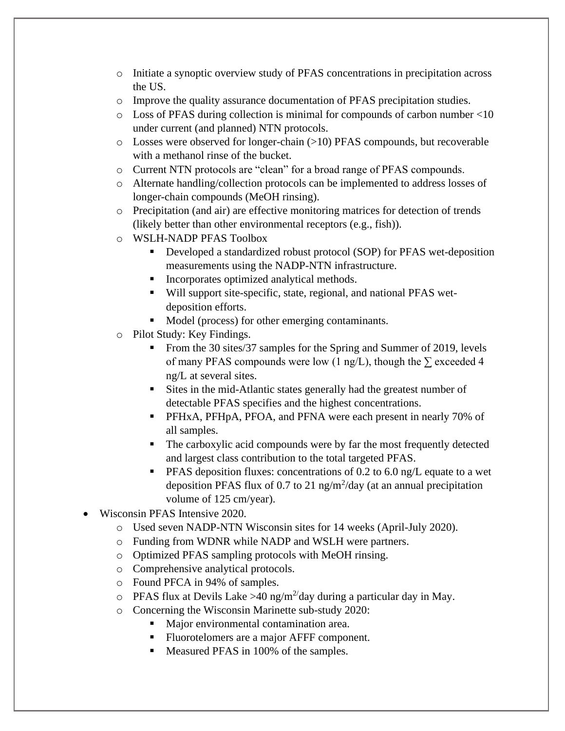- Initiate a synoptic overview study of PFAS concentrations in precipitation across the US.
  - Improve the quality assurance documentation of PFAS precipitation studies.
  - Loss of PFAS during collection is minimal for compounds of carbon number <10 under current (and planned) NTN protocols.
  - Losses were observed for longer-chain (>10) PFAS compounds, but recoverable with a methanol rinse of the bucket.
  - Current NTN protocols are "clean" for a broad range of PFAS compounds.
  - Alternate handling/collection protocols can be implemented to address losses of longer-chain compounds (MeOH rinsing).
  - Precipitation (and air) are effective monitoring matrices for detection of trends (likely better than other environmental receptors (e.g., fish)).
  - WSLH-NADP PFAS Toolbox
    - Developed a standardized robust protocol (SOP) for PFAS wet-deposition measurements using the NADP-NTN infrastructure.
    - Incorporates optimized analytical methods.
    - Will support site-specific, state, regional, and national PFAS wet-deposition efforts.
    - Model (process) for other emerging contaminants.
  - Pilot Study: Key Findings.
    - From the 30 sites/37 samples for the Spring and Summer of 2019, levels of many PFAS compounds were low (1 ng/L), though the ∑ exceeded 4 ng/L at several sites.
    - Sites in the mid-Atlantic states generally had the greatest number of detectable PFAS specifies and the highest concentrations.
    - PFHxA, PFHpA, PFOA, and PFNA were each present in nearly 70% of all samples.
    - The carboxylic acid compounds were by far the most frequently detected and largest class contribution to the total targeted PFAS.
    - PFAS deposition fluxes: concentrations of 0.2 to 6.0 ng/L equate to a wet deposition PFAS flux of 0.7 to 21 ng/$m^2$/day (at an annual precipitation volume of 125 cm/year).
- Wisconsin PFAS Intensive 2020.
  - Used seven NADP-NTN Wisconsin sites for 14 weeks (April-July 2020).
  - Funding from WDNR while NADP and WSLH were partners.
  - Optimized PFAS sampling protocols with MeOH rinsing.
  - Comprehensive analytical protocols.
  - Found PFCA in 94% of samples.
  - PFAS flux at Devils Lake >40 ng/$m^{2/}$day during a particular day in May.
  - Concerning the Wisconsin Marinette sub-study 2020:
    - Major environmental contamination area.
    - Fluorotelomers are a major AFFF component.
    - Measured PFAS in 100% of the samples.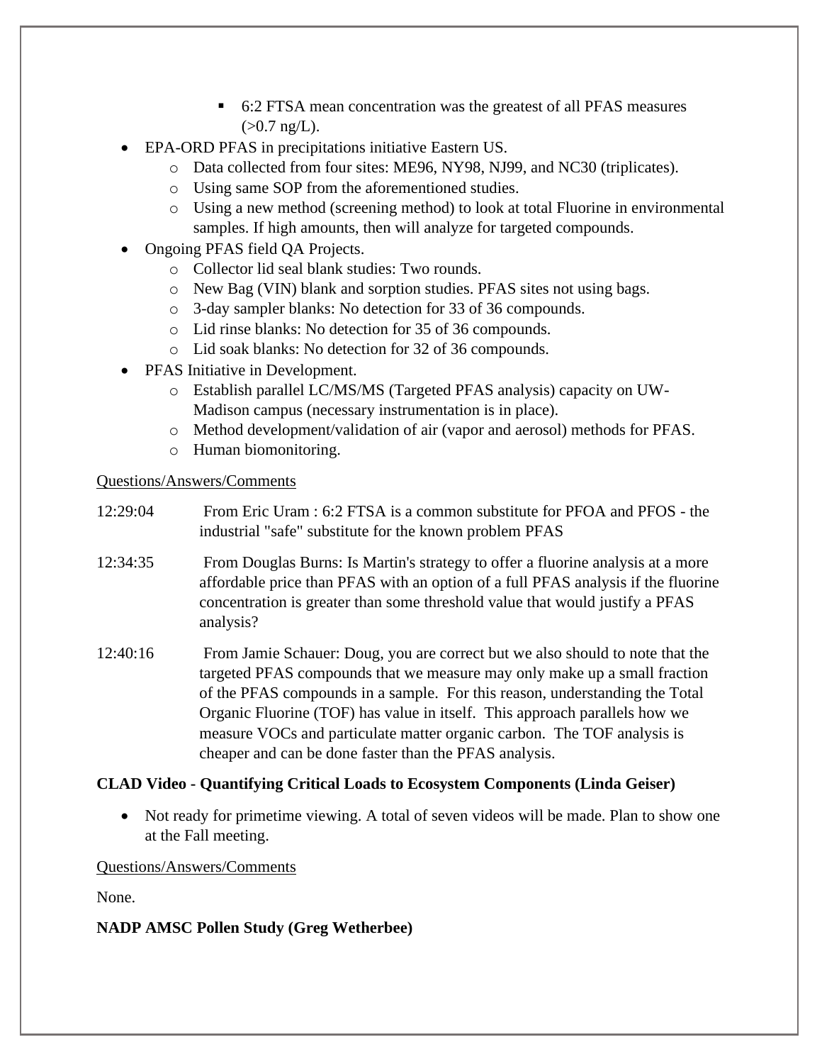- 6:2 FTSA mean concentration was the greatest of all PFAS measures (>0.7 ng/L).
- EPA-ORD PFAS in precipitations initiative Eastern US.
  - Data collected from four sites: ME96, NY98, NJ99, and NC30 (triplicates).
  - Using same SOP from the aforementioned studies.
  - Using a new method (screening method) to look at total Fluorine in environmental samples. If high amounts, then will analyze for targeted compounds.
- Ongoing PFAS field QA Projects.
  - Collector lid seal blank studies: Two rounds.
  - New Bag (VIN) blank and sorption studies. PFAS sites not using bags.
  - 3-day sampler blanks: No detection for 33 of 36 compounds.
  - Lid rinse blanks: No detection for 35 of 36 compounds.
  - Lid soak blanks: No detection for 32 of 36 compounds.
- PFAS Initiative in Development.
  - Establish parallel LC/MS/MS (Targeted PFAS analysis) capacity on UW-Madison campus (necessary instrumentation is in place).
  - Method development/validation of air (vapor and aerosol) methods for PFAS.
  - Human biomonitoring.

Questions/Answers/Comments

12:29:04 From Eric Uram : 6:2 FTSA is a common substitute for PFOA and PFOS - the industrial "safe" substitute for the known problem PFAS

12:34:35 From Douglas Burns: Is Martin's strategy to offer a fluorine analysis at a more affordable price than PFAS with an option of a full PFAS analysis if the fluorine concentration is greater than some threshold value that would justify a PFAS analysis?

12:40:16 From Jamie Schauer: Doug, you are correct but we also should to note that the targeted PFAS compounds that we measure may only make up a small fraction of the PFAS compounds in a sample. For this reason, understanding the Total Organic Fluorine (TOF) has value in itself. This approach parallels how we measure VOCs and particulate matter organic carbon. The TOF analysis is cheaper and can be done faster than the PFAS analysis.

**CLAD Video - Quantifying Critical Loads to Ecosystem Components (Linda Geiser)**

- Not ready for primetime viewing. A total of seven videos will be made. Plan to show one at the Fall meeting.

Questions/Answers/Comments

None.

**NADP AMSC Pollen Study (Greg Wetherbee)**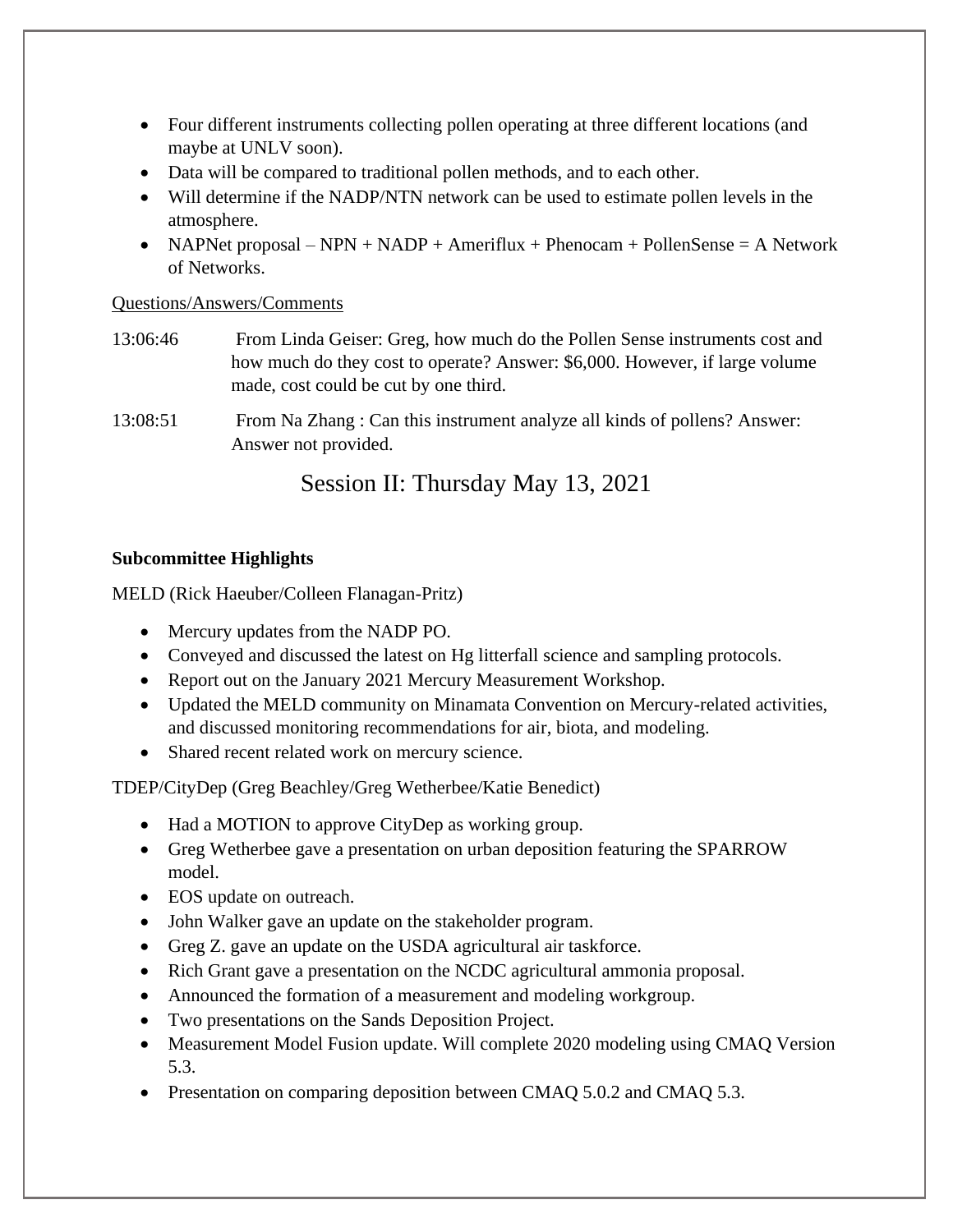- Four different instruments collecting pollen operating at three different locations (and maybe at UNLV soon).
- Data will be compared to traditional pollen methods, and to each other.
- Will determine if the NADP/NTN network can be used to estimate pollen levels in the atmosphere.
- NAPNet proposal – NPN + NADP + Ameriflux + Phenocam + PollenSense = A Network of Networks.

Questions/Answers/Comments

13:06:46 From Linda Geiser: Greg, how much do the Pollen Sense instruments cost and how much do they cost to operate? Answer: $6,000. However, if large volume made, cost could be cut by one third.

13:08:51 From Na Zhang : Can this instrument analyze all kinds of pollens? Answer: Answer not provided.

## Session II: Thursday May 13, 2021

**Subcommittee Highlights**

MELD (Rick Haeuber/Colleen Flanagan-Pritz)

- Mercury updates from the NADP PO.
- Conveyed and discussed the latest on Hg litterfall science and sampling protocols.
- Report out on the January 2021 Mercury Measurement Workshop.
- Updated the MELD community on Minamata Convention on Mercury-related activities, and discussed monitoring recommendations for air, biota, and modeling.
- Shared recent related work on mercury science.

TDEP/CityDep (Greg Beachley/Greg Wetherbee/Katie Benedict)

- Had a MOTION to approve CityDep as working group.
- Greg Wetherbee gave a presentation on urban deposition featuring the SPARROW model.
- EOS update on outreach.
- John Walker gave an update on the stakeholder program.
- Greg Z. gave an update on the USDA agricultural air taskforce.
- Rich Grant gave a presentation on the NCDC agricultural ammonia proposal.
- Announced the formation of a measurement and modeling workgroup.
- Two presentations on the Sands Deposition Project.
- Measurement Model Fusion update. Will complete 2020 modeling using CMAQ Version 5.3.
- Presentation on comparing deposition between CMAQ 5.0.2 and CMAQ 5.3.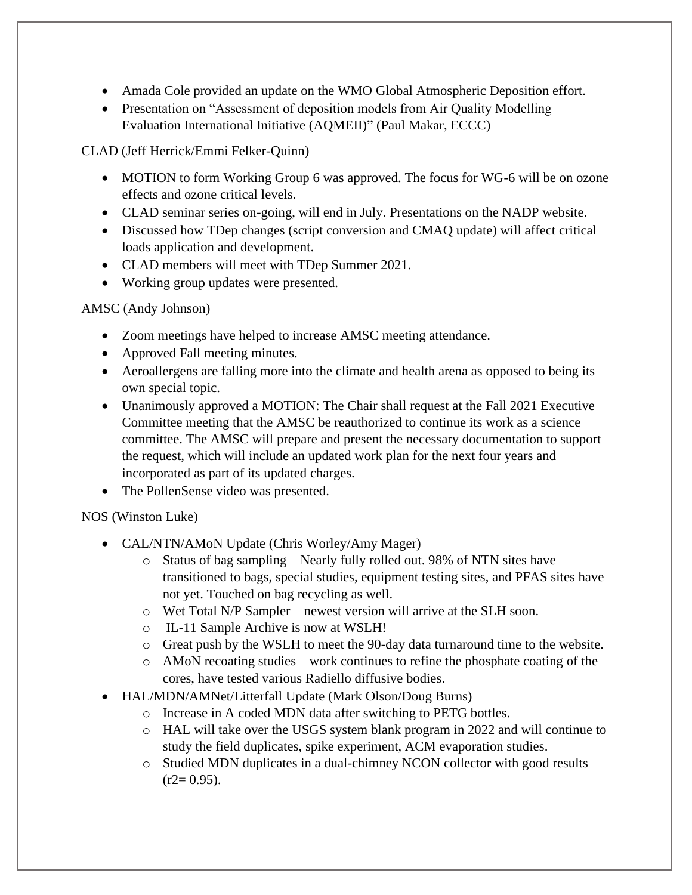- Amada Cole provided an update on the WMO Global Atmospheric Deposition effort.
- Presentation on "Assessment of deposition models from Air Quality Modelling Evaluation International Initiative (AQMEII)" (Paul Makar, ECCC)

CLAD (Jeff Herrick/Emmi Felker-Quinn)

- MOTION to form Working Group 6 was approved. The focus for WG-6 will be on ozone effects and ozone critical levels.
- CLAD seminar series on-going, will end in July. Presentations on the NADP website.
- Discussed how TDep changes (script conversion and CMAQ update) will affect critical loads application and development.
- CLAD members will meet with TDep Summer 2021.
- Working group updates were presented.

AMSC (Andy Johnson)

- Zoom meetings have helped to increase AMSC meeting attendance.
- Approved Fall meeting minutes.
- Aeroallergens are falling more into the climate and health arena as opposed to being its own special topic.
- Unanimously approved a MOTION: The Chair shall request at the Fall 2021 Executive Committee meeting that the AMSC be reauthorized to continue its work as a science committee. The AMSC will prepare and present the necessary documentation to support the request, which will include an updated work plan for the next four years and incorporated as part of its updated charges.
- The PollenSense video was presented.

NOS (Winston Luke)

- CAL/NTN/AMoN Update (Chris Worley/Amy Mager)
  - Status of bag sampling – Nearly fully rolled out. 98% of NTN sites have transitioned to bags, special studies, equipment testing sites, and PFAS sites have not yet. Touched on bag recycling as well.
  - Wet Total N/P Sampler – newest version will arrive at the SLH soon.
  - IL-11 Sample Archive is now at WSLH!
  - Great push by the WSLH to meet the 90-day data turnaround time to the website.
  - AMoN recoating studies – work continues to refine the phosphate coating of the cores, have tested various Radiello diffusive bodies.
- HAL/MDN/AMNet/Litterfall Update (Mark Olson/Doug Burns)
  - Increase in A coded MDN data after switching to PETG bottles.
  - HAL will take over the USGS system blank program in 2022 and will continue to study the field duplicates, spike experiment, ACM evaporation studies.
  - Studied MDN duplicates in a dual-chimney NCON collector with good results ($r2= 0.95$).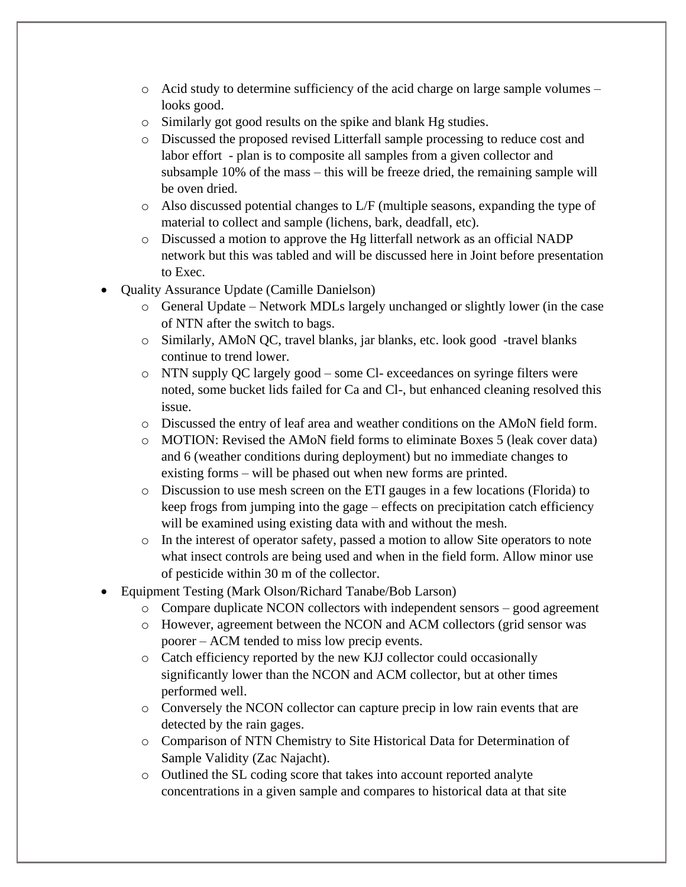- Acid study to determine sufficiency of the acid charge on large sample volumes – looks good.
  - Similarly got good results on the spike and blank Hg studies.
  - Discussed the proposed revised Litterfall sample processing to reduce cost and labor effort - plan is to composite all samples from a given collector and subsample 10% of the mass – this will be freeze dried, the remaining sample will be oven dried.
  - Also discussed potential changes to L/F (multiple seasons, expanding the type of material to collect and sample (lichens, bark, deadfall, etc).
  - Discussed a motion to approve the Hg litterfall network as an official NADP network but this was tabled and will be discussed here in Joint before presentation to Exec.
- Quality Assurance Update (Camille Danielson)
  - General Update – Network MDLs largely unchanged or slightly lower (in the case of NTN after the switch to bags.
  - Similarly, AMoN QC, travel blanks, jar blanks, etc. look good -travel blanks continue to trend lower.
  - NTN supply QC largely good – some Cl- exceedances on syringe filters were noted, some bucket lids failed for Ca and Cl-, but enhanced cleaning resolved this issue.
  - Discussed the entry of leaf area and weather conditions on the AMoN field form.
  - MOTION: Revised the AMoN field forms to eliminate Boxes 5 (leak cover data) and 6 (weather conditions during deployment) but no immediate changes to existing forms – will be phased out when new forms are printed.
  - Discussion to use mesh screen on the ETI gauges in a few locations (Florida) to keep frogs from jumping into the gage – effects on precipitation catch efficiency will be examined using existing data with and without the mesh.
  - In the interest of operator safety, passed a motion to allow Site operators to note what insect controls are being used and when in the field form. Allow minor use of pesticide within 30 m of the collector.
- Equipment Testing (Mark Olson/Richard Tanabe/Bob Larson)
  - Compare duplicate NCON collectors with independent sensors – good agreement
  - However, agreement between the NCON and ACM collectors (grid sensor was poorer – ACM tended to miss low precip events.
  - Catch efficiency reported by the new KJJ collector could occasionally significantly lower than the NCON and ACM collector, but at other times performed well.
  - Conversely the NCON collector can capture precip in low rain events that are detected by the rain gages.
  - Comparison of NTN Chemistry to Site Historical Data for Determination of Sample Validity (Zac Najacht).
  - Outlined the SL coding score that takes into account reported analyte concentrations in a given sample and compares to historical data at that site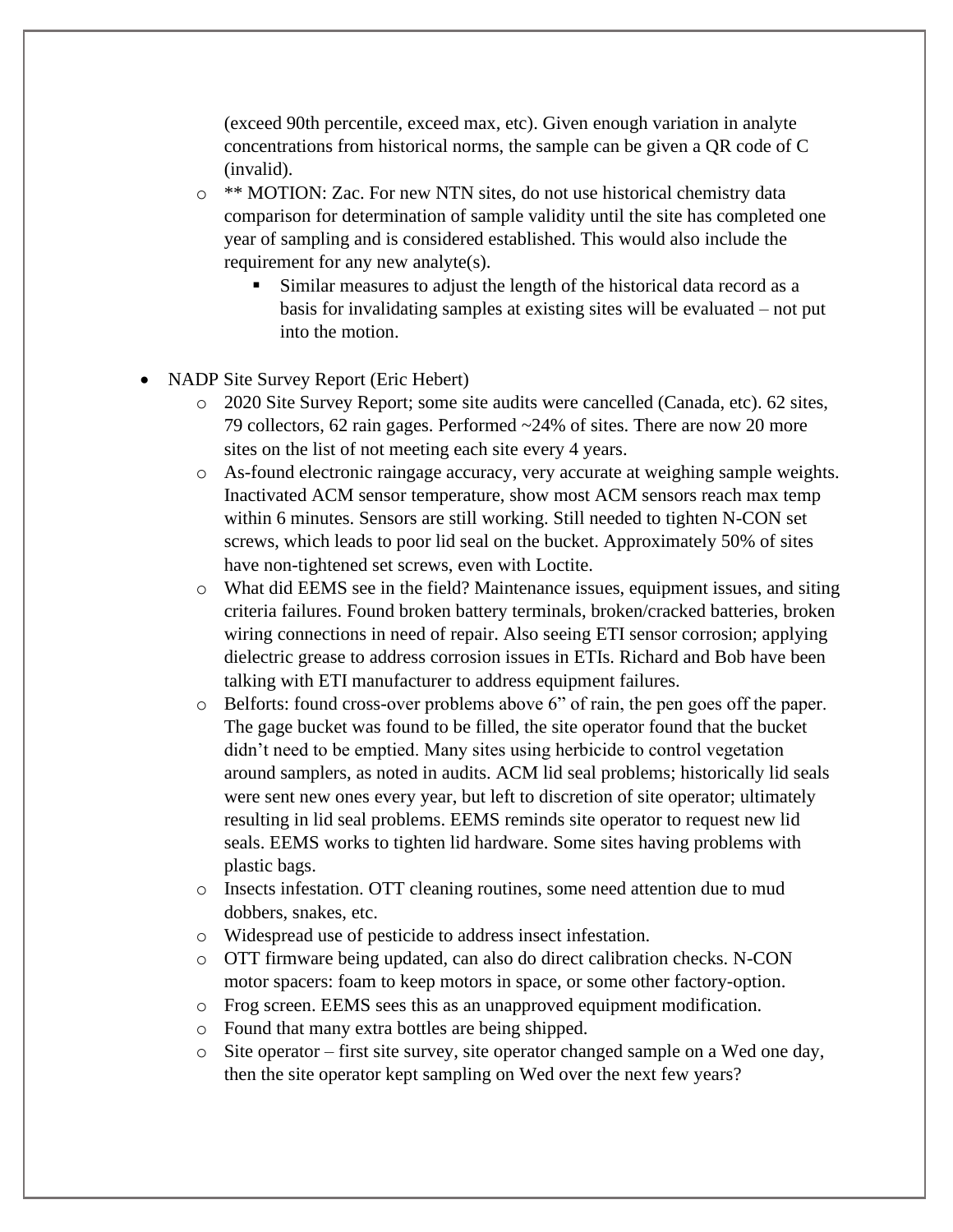(exceed 90th percentile, exceed max, etc). Given enough variation in analyte concentrations from historical norms, the sample can be given a QR code of C (invalid).

  - ** MOTION: Zac. For new NTN sites, do not use historical chemistry data comparison for determination of sample validity until the site has completed one year of sampling and is considered established. This would also include the requirement for any new analyte(s).
    - Similar measures to adjust the length of the historical data record as a basis for invalidating samples at existing sites will be evaluated – not put into the motion.

- NADP Site Survey Report (Eric Hebert)
  - 2020 Site Survey Report; some site audits were cancelled (Canada, etc). 62 sites, 79 collectors, 62 rain gages. Performed ~24% of sites. There are now 20 more sites on the list of not meeting each site every 4 years.
  - As-found electronic raingage accuracy, very accurate at weighing sample weights. Inactivated ACM sensor temperature, show most ACM sensors reach max temp within 6 minutes. Sensors are still working. Still needed to tighten N-CON set screws, which leads to poor lid seal on the bucket. Approximately 50% of sites have non-tightened set screws, even with Loctite.
  - What did EEMS see in the field? Maintenance issues, equipment issues, and siting criteria failures. Found broken battery terminals, broken/cracked batteries, broken wiring connections in need of repair. Also seeing ETI sensor corrosion; applying dielectric grease to address corrosion issues in ETIs. Richard and Bob have been talking with ETI manufacturer to address equipment failures.
  - Belforts: found cross-over problems above 6" of rain, the pen goes off the paper. The gage bucket was found to be filled, the site operator found that the bucket didn't need to be emptied. Many sites using herbicide to control vegetation around samplers, as noted in audits. ACM lid seal problems; historically lid seals were sent new ones every year, but left to discretion of site operator; ultimately resulting in lid seal problems. EEMS reminds site operator to request new lid seals. EEMS works to tighten lid hardware. Some sites having problems with plastic bags.
  - Insects infestation. OTT cleaning routines, some need attention due to mud dobbers, snakes, etc.
  - Widespread use of pesticide to address insect infestation.
  - OTT firmware being updated, can also do direct calibration checks. N-CON motor spacers: foam to keep motors in space, or some other factory-option.
  - Frog screen. EEMS sees this as an unapproved equipment modification.
  - Found that many extra bottles are being shipped.
  - Site operator – first site survey, site operator changed sample on a Wed one day, then the site operator kept sampling on Wed over the next few years?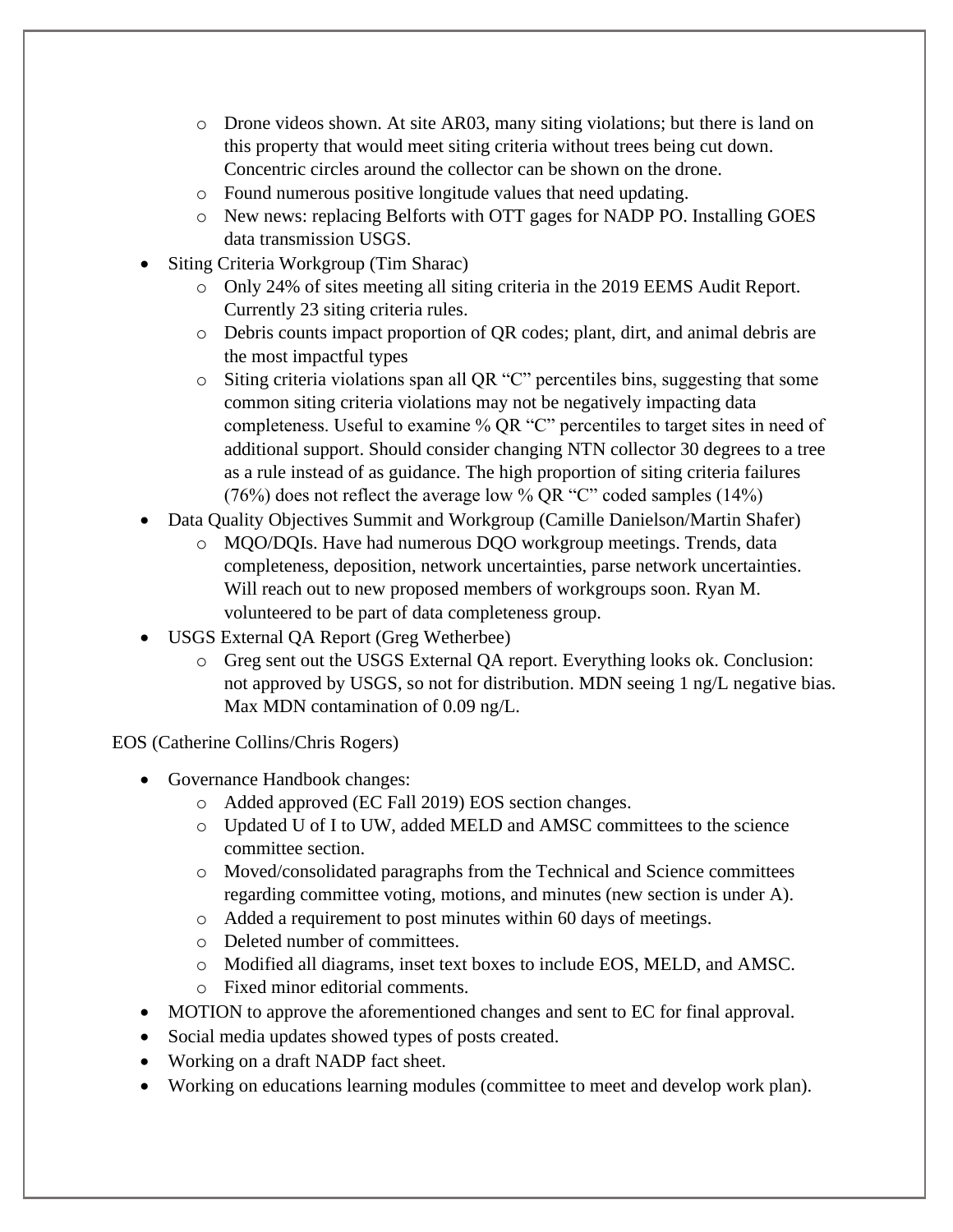- Drone videos shown. At site AR03, many siting violations; but there is land on this property that would meet siting criteria without trees being cut down. Concentric circles around the collector can be shown on the drone.
  - Found numerous positive longitude values that need updating.
  - New news: replacing Belforts with OTT gages for NADP PO. Installing GOES data transmission USGS.
- Siting Criteria Workgroup (Tim Sharac)
  - Only 24% of sites meeting all siting criteria in the 2019 EEMS Audit Report. Currently 23 siting criteria rules.
  - Debris counts impact proportion of QR codes; plant, dirt, and animal debris are the most impactful types
  - Siting criteria violations span all QR "C" percentiles bins, suggesting that some common siting criteria violations may not be negatively impacting data completeness. Useful to examine % QR "C" percentiles to target sites in need of additional support. Should consider changing NTN collector 30 degrees to a tree as a rule instead of as guidance. The high proportion of siting criteria failures (76%) does not reflect the average low % QR "C" coded samples (14%)
- Data Quality Objectives Summit and Workgroup (Camille Danielson/Martin Shafer)
  - MQO/DQIs. Have had numerous DQO workgroup meetings. Trends, data completeness, deposition, network uncertainties, parse network uncertainties. Will reach out to new proposed members of workgroups soon. Ryan M. volunteered to be part of data completeness group.
- USGS External QA Report (Greg Wetherbee)
  - Greg sent out the USGS External QA report. Everything looks ok. Conclusion: not approved by USGS, so not for distribution. MDN seeing 1 ng/L negative bias. Max MDN contamination of 0.09 ng/L.

EOS (Catherine Collins/Chris Rogers)

- Governance Handbook changes:
  - Added approved (EC Fall 2019) EOS section changes.
  - Updated U of I to UW, added MELD and AMSC committees to the science committee section.
  - Moved/consolidated paragraphs from the Technical and Science committees regarding committee voting, motions, and minutes (new section is under A).
  - Added a requirement to post minutes within 60 days of meetings.
  - Deleted number of committees.
  - Modified all diagrams, inset text boxes to include EOS, MELD, and AMSC.
  - Fixed minor editorial comments.
- MOTION to approve the aforementioned changes and sent to EC for final approval.
- Social media updates showed types of posts created.
- Working on a draft NADP fact sheet.
- Working on educations learning modules (committee to meet and develop work plan).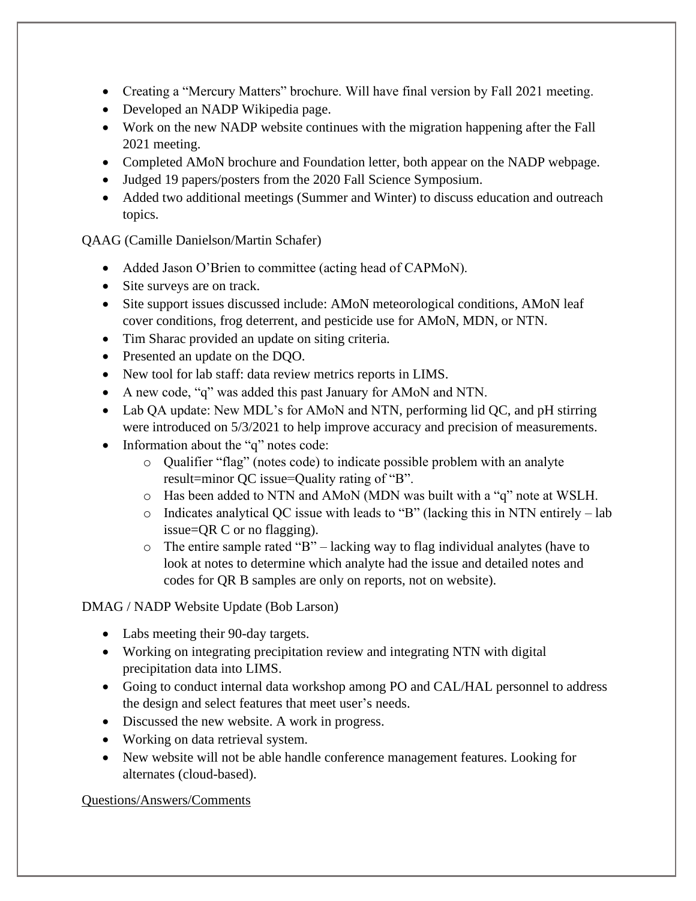- Creating a "Mercury Matters" brochure. Will have final version by Fall 2021 meeting.
- Developed an NADP Wikipedia page.
- Work on the new NADP website continues with the migration happening after the Fall 2021 meeting.
- Completed AMoN brochure and Foundation letter, both appear on the NADP webpage.
- Judged 19 papers/posters from the 2020 Fall Science Symposium.
- Added two additional meetings (Summer and Winter) to discuss education and outreach topics.

QAAG (Camille Danielson/Martin Schafer)

- Added Jason O'Brien to committee (acting head of CAPMoN).
- Site surveys are on track.
- Site support issues discussed include: AMoN meteorological conditions, AMoN leaf cover conditions, frog deterrent, and pesticide use for AMoN, MDN, or NTN.
- Tim Sharac provided an update on siting criteria.
- Presented an update on the DQO.
- New tool for lab staff: data review metrics reports in LIMS.
- A new code, "q" was added this past January for AMoN and NTN.
- Lab QA update: New MDL's for AMoN and NTN, performing lid QC, and pH stirring were introduced on 5/3/2021 to help improve accuracy and precision of measurements.
- Information about the "q" notes code:
    - Qualifier "flag" (notes code) to indicate possible problem with an analyte result=minor QC issue=Quality rating of "B".
    - Has been added to NTN and AMoN (MDN was built with a "q" note at WSLH.
    - Indicates analytical QC issue with leads to "B" (lacking this in NTN entirely – lab issue=QR C or no flagging).
    - The entire sample rated "B" – lacking way to flag individual analytes (have to look at notes to determine which analyte had the issue and detailed notes and codes for QR B samples are only on reports, not on website).

DMAG / NADP Website Update (Bob Larson)

- Labs meeting their 90-day targets.
- Working on integrating precipitation review and integrating NTN with digital precipitation data into LIMS.
- Going to conduct internal data workshop among PO and CAL/HAL personnel to address the design and select features that meet user's needs.
- Discussed the new website. A work in progress.
- Working on data retrieval system.
- New website will not be able handle conference management features. Looking for alternates (cloud-based).

Questions/Answers/Comments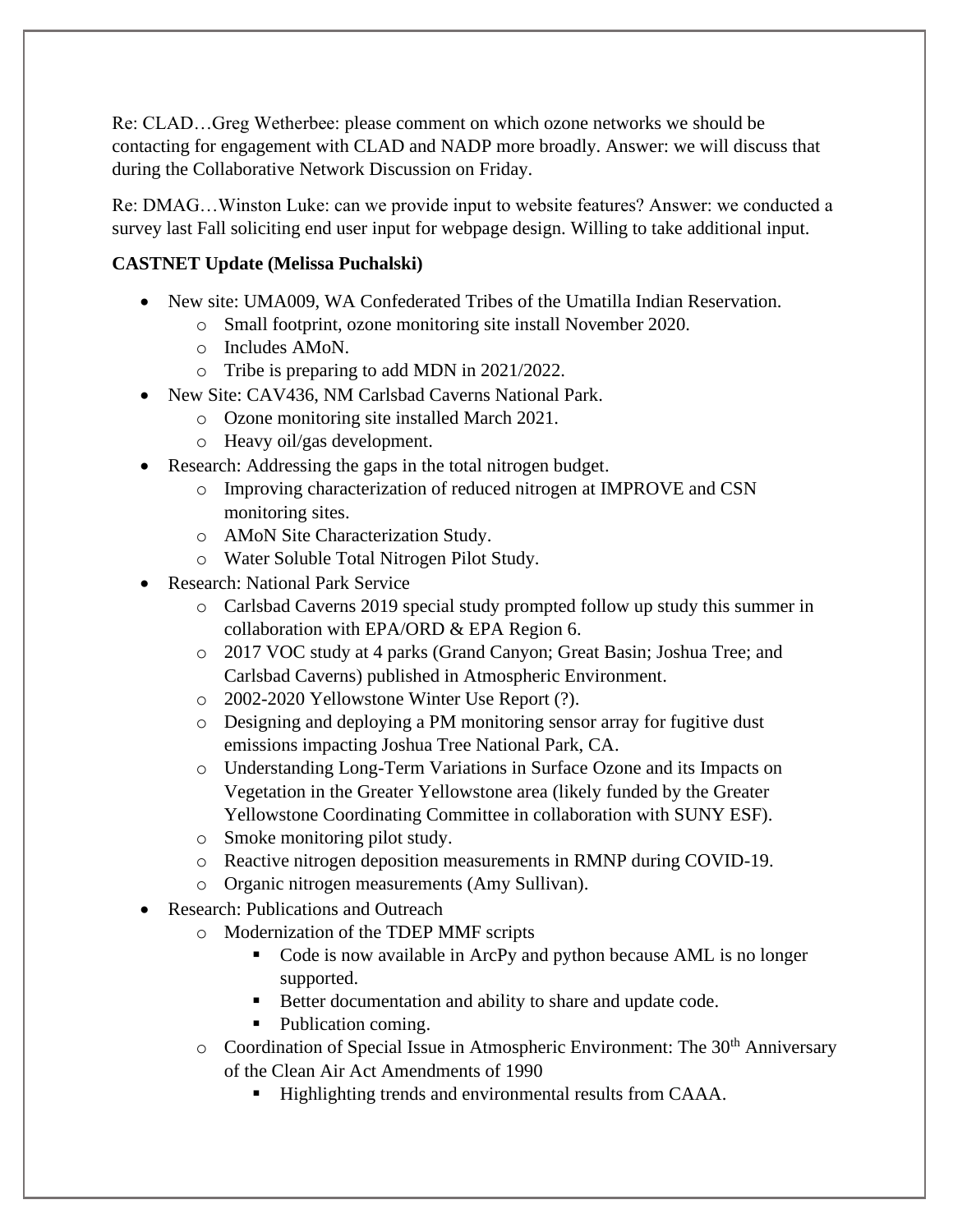Re: CLAD…Greg Wetherbee: please comment on which ozone networks we should be contacting for engagement with CLAD and NADP more broadly. Answer: we will discuss that during the Collaborative Network Discussion on Friday.

Re: DMAG…Winston Luke: can we provide input to website features? Answer: we conducted a survey last Fall soliciting end user input for webpage design. Willing to take additional input.

**CASTNET Update (Melissa Puchalski)**

- New site: UMA009, WA Confederated Tribes of the Umatilla Indian Reservation.
  - Small footprint, ozone monitoring site install November 2020.
  - Includes AMoN.
  - Tribe is preparing to add MDN in 2021/2022.
- New Site: CAV436, NM Carlsbad Caverns National Park.
  - Ozone monitoring site installed March 2021.
  - Heavy oil/gas development.
- Research: Addressing the gaps in the total nitrogen budget.
  - Improving characterization of reduced nitrogen at IMPROVE and CSN monitoring sites.
  - AMoN Site Characterization Study.
  - Water Soluble Total Nitrogen Pilot Study.
- Research: National Park Service
  - Carlsbad Caverns 2019 special study prompted follow up study this summer in collaboration with EPA/ORD & EPA Region 6.
  - 2017 VOC study at 4 parks (Grand Canyon; Great Basin; Joshua Tree; and Carlsbad Caverns) published in Atmospheric Environment.
  - 2002-2020 Yellowstone Winter Use Report (?).
  - Designing and deploying a PM monitoring sensor array for fugitive dust emissions impacting Joshua Tree National Park, CA.
  - Understanding Long-Term Variations in Surface Ozone and its Impacts on Vegetation in the Greater Yellowstone area (likely funded by the Greater Yellowstone Coordinating Committee in collaboration with SUNY ESF).
  - Smoke monitoring pilot study.
  - Reactive nitrogen deposition measurements in RMNP during COVID-19.
  - Organic nitrogen measurements (Amy Sullivan).
- Research: Publications and Outreach
  - Modernization of the TDEP MMF scripts
    - Code is now available in ArcPy and python because AML is no longer supported.
    - Better documentation and ability to share and update code.
    - Publication coming.
  - Coordination of Special Issue in Atmospheric Environment: The 30th Anniversary of the Clean Air Act Amendments of 1990
    - Highlighting trends and environmental results from CAAA.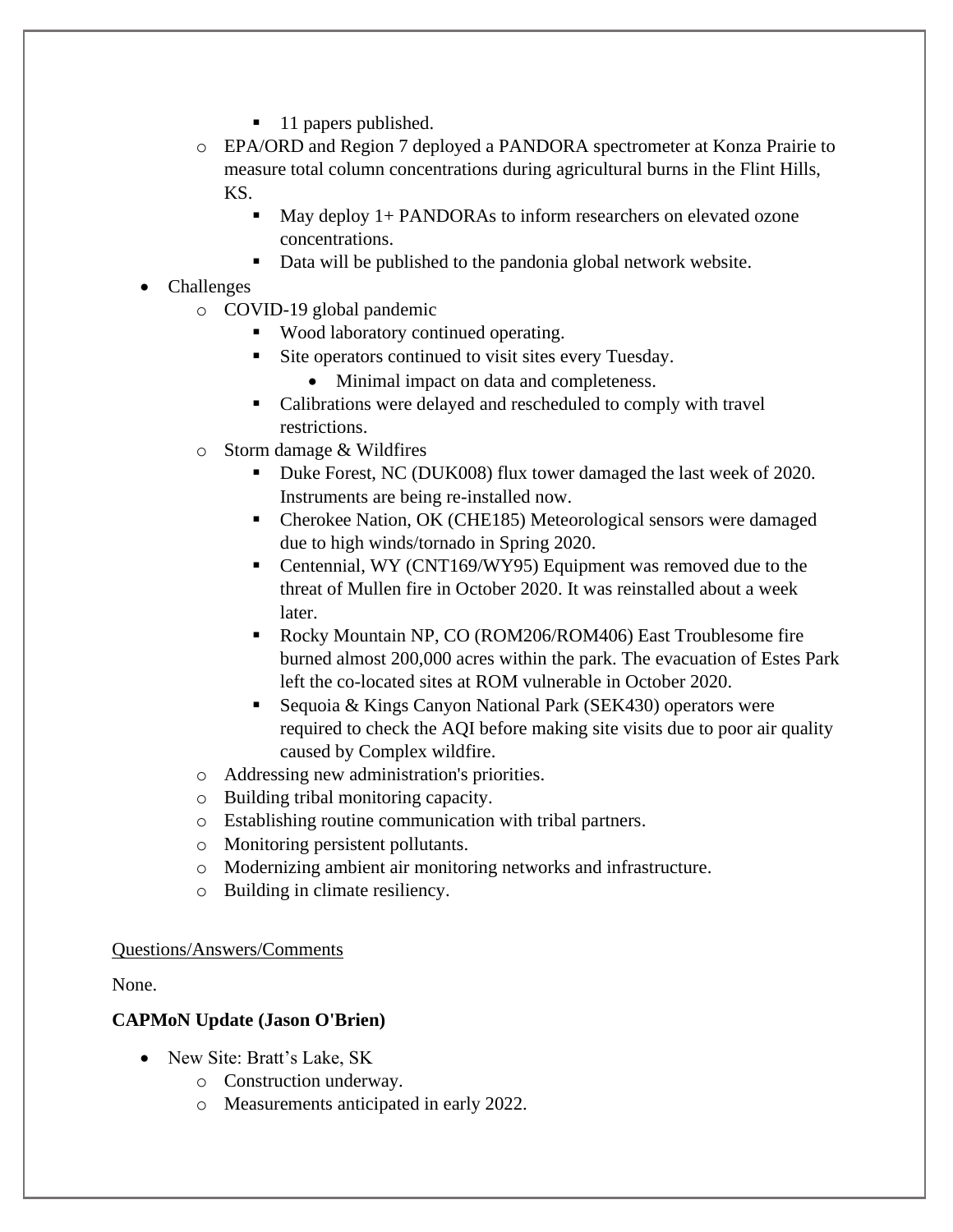- 11 papers published.
    - EPA/ORD and Region 7 deployed a PANDORA spectrometer at Konza Prairie to measure total column concentrations during agricultural burns in the Flint Hills, KS.
        - May deploy 1+ PANDORAs to inform researchers on elevated ozone concentrations.
        - Data will be published to the pandonia global network website.
- Challenges
    - COVID-19 global pandemic
        - Wood laboratory continued operating.
        - Site operators continued to visit sites every Tuesday.
            - Minimal impact on data and completeness.
        - Calibrations were delayed and rescheduled to comply with travel restrictions.
    - Storm damage & Wildfires
        - Duke Forest, NC (DUK008) flux tower damaged the last week of 2020. Instruments are being re-installed now.
        - Cherokee Nation, OK (CHE185) Meteorological sensors were damaged due to high winds/tornado in Spring 2020.
        - Centennial, WY (CNT169/WY95) Equipment was removed due to the threat of Mullen fire in October 2020. It was reinstalled about a week later.
        - Rocky Mountain NP, CO (ROM206/ROM406) East Troublesome fire burned almost 200,000 acres within the park. The evacuation of Estes Park left the co-located sites at ROM vulnerable in October 2020.
        - Sequoia & Kings Canyon National Park (SEK430) operators were required to check the AQI before making site visits due to poor air quality caused by Complex wildfire.
    - Addressing new administration's priorities.
    - Building tribal monitoring capacity.
    - Establishing routine communication with tribal partners.
    - Monitoring persistent pollutants.
    - Modernizing ambient air monitoring networks and infrastructure.
    - Building in climate resiliency.

Questions/Answers/Comments

None.

**CAPMoN Update (Jason O'Brien)**

- New Site: Bratt's Lake, SK
    - Construction underway.
    - Measurements anticipated in early 2022.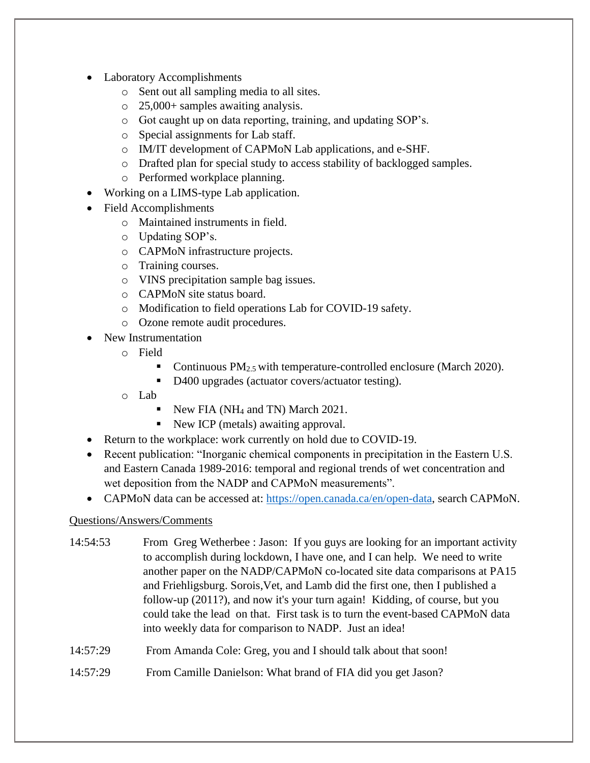- Laboratory Accomplishments
  - Sent out all sampling media to all sites.
  - 25,000+ samples awaiting analysis.
  - Got caught up on data reporting, training, and updating SOP's.
  - Special assignments for Lab staff.
  - IM/IT development of CAPMoN Lab applications, and e-SHF.
  - Drafted plan for special study to access stability of backlogged samples.
  - Performed workplace planning.
- Working on a LIMS-type Lab application.
- Field Accomplishments
  - Maintained instruments in field.
  - Updating SOP's.
  - CAPMoN infrastructure projects.
  - Training courses.
  - VINS precipitation sample bag issues.
  - CAPMoN site status board.
  - Modification to field operations Lab for COVID-19 safety.
  - Ozone remote audit procedures.
- New Instrumentation
  - Field
    - Continuous $PM_{2.5}$ with temperature-controlled enclosure (March 2020).
    - D400 upgrades (actuator covers/actuator testing).
  - Lab
    - New FIA ($NH_4$ and TN) March 2021.
    - New ICP (metals) awaiting approval.
- Return to the workplace: work currently on hold due to COVID-19.
- Recent publication: "Inorganic chemical components in precipitation in the Eastern U.S. and Eastern Canada 1989-2016: temporal and regional trends of wet concentration and wet deposition from the NADP and CAPMoN measurements".
- CAPMoN data can be accessed at: https://open.canada.ca/en/open-data, search CAPMoN.

Questions/Answers/Comments

14:54:53 From Greg Wetherbee : Jason: If you guys are looking for an important activity to accomplish during lockdown, I have one, and I can help. We need to write another paper on the NADP/CAPMoN co-located site data comparisons at PA15 and Friehligsburg. Sorois,Vet, and Lamb did the first one, then I published a follow-up (2011?), and now it's your turn again! Kidding, of course, but you could take the lead on that. First task is to turn the event-based CAPMoN data into weekly data for comparison to NADP. Just an idea!

14:57:29 From Amanda Cole: Greg, you and I should talk about that soon!

14:57:29 From Camille Danielson: What brand of FIA did you get Jason?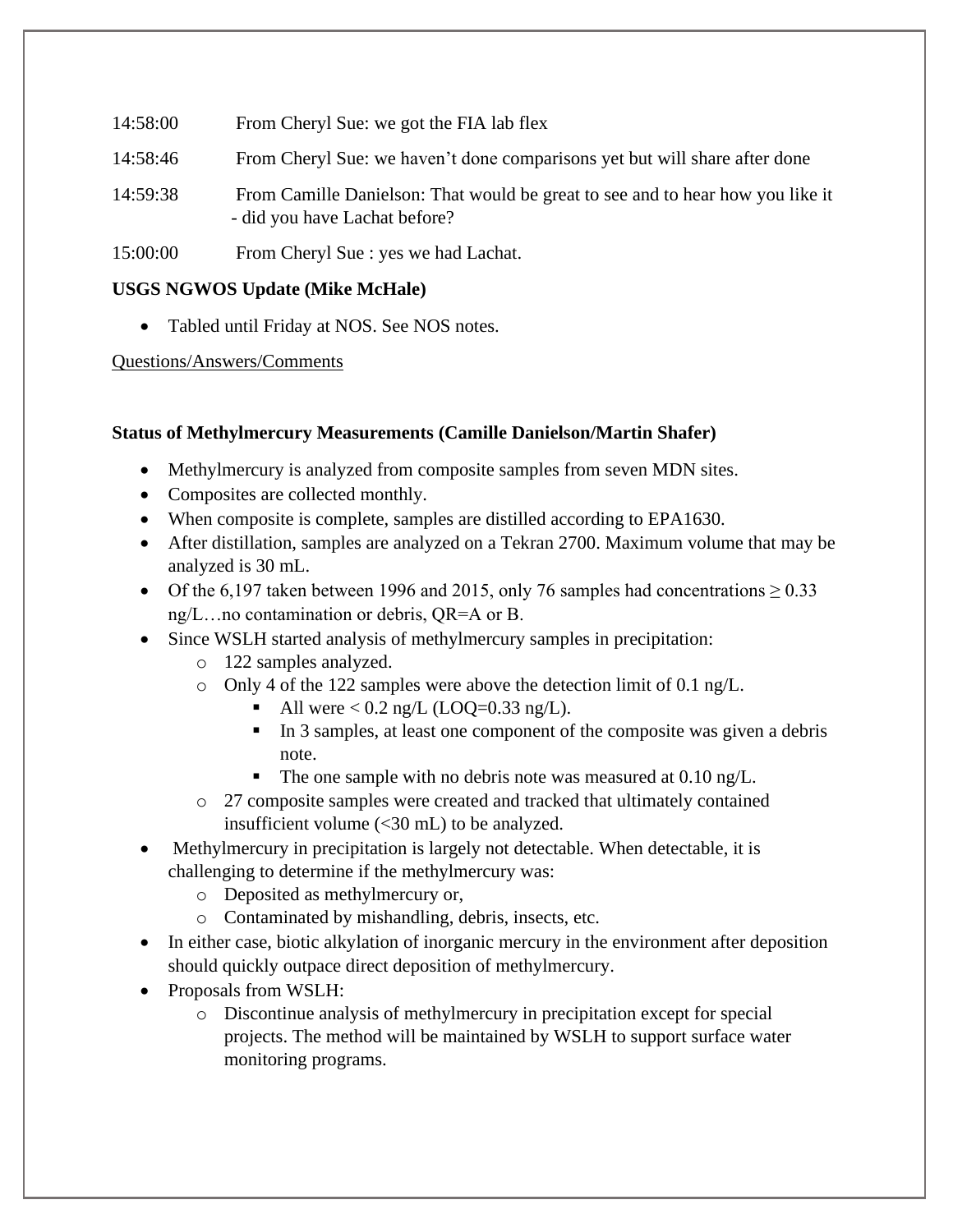14:58:00 From Cheryl Sue: we got the FIA lab flex

14:58:46 From Cheryl Sue: we haven't done comparisons yet but will share after done

14:59:38 From Camille Danielson: That would be great to see and to hear how you like it - did you have Lachat before?

15:00:00 From Cheryl Sue : yes we had Lachat.

**USGS NGWOS Update (Mike McHale)**

- Tabled until Friday at NOS. See NOS notes.

Questions/Answers/Comments

**Status of Methylmercury Measurements (Camille Danielson/Martin Shafer)**

- Methylmercury is analyzed from composite samples from seven MDN sites.
- Composites are collected monthly.
- When composite is complete, samples are distilled according to EPA1630.
- After distillation, samples are analyzed on a Tekran 2700. Maximum volume that may be analyzed is 30 mL.
- Of the 6,197 taken between 1996 and 2015, only 76 samples had concentrations ≥ 0.33 ng/L…no contamination or debris, QR=A or B.
- Since WSLH started analysis of methylmercury samples in precipitation:
    - 122 samples analyzed.
    - Only 4 of the 122 samples were above the detection limit of 0.1 ng/L.
        - All were < 0.2 ng/L (LOQ=0.33 ng/L).
        - In 3 samples, at least one component of the composite was given a debris note.
        - The one sample with no debris note was measured at 0.10 ng/L.
    - 27 composite samples were created and tracked that ultimately contained insufficient volume (<30 mL) to be analyzed.
- Methylmercury in precipitation is largely not detectable. When detectable, it is challenging to determine if the methylmercury was:
    - Deposited as methylmercury or,
    - Contaminated by mishandling, debris, insects, etc.
- In either case, biotic alkylation of inorganic mercury in the environment after deposition should quickly outpace direct deposition of methylmercury.
- Proposals from WSLH:
    - Discontinue analysis of methylmercury in precipitation except for special projects. The method will be maintained by WSLH to support surface water monitoring programs.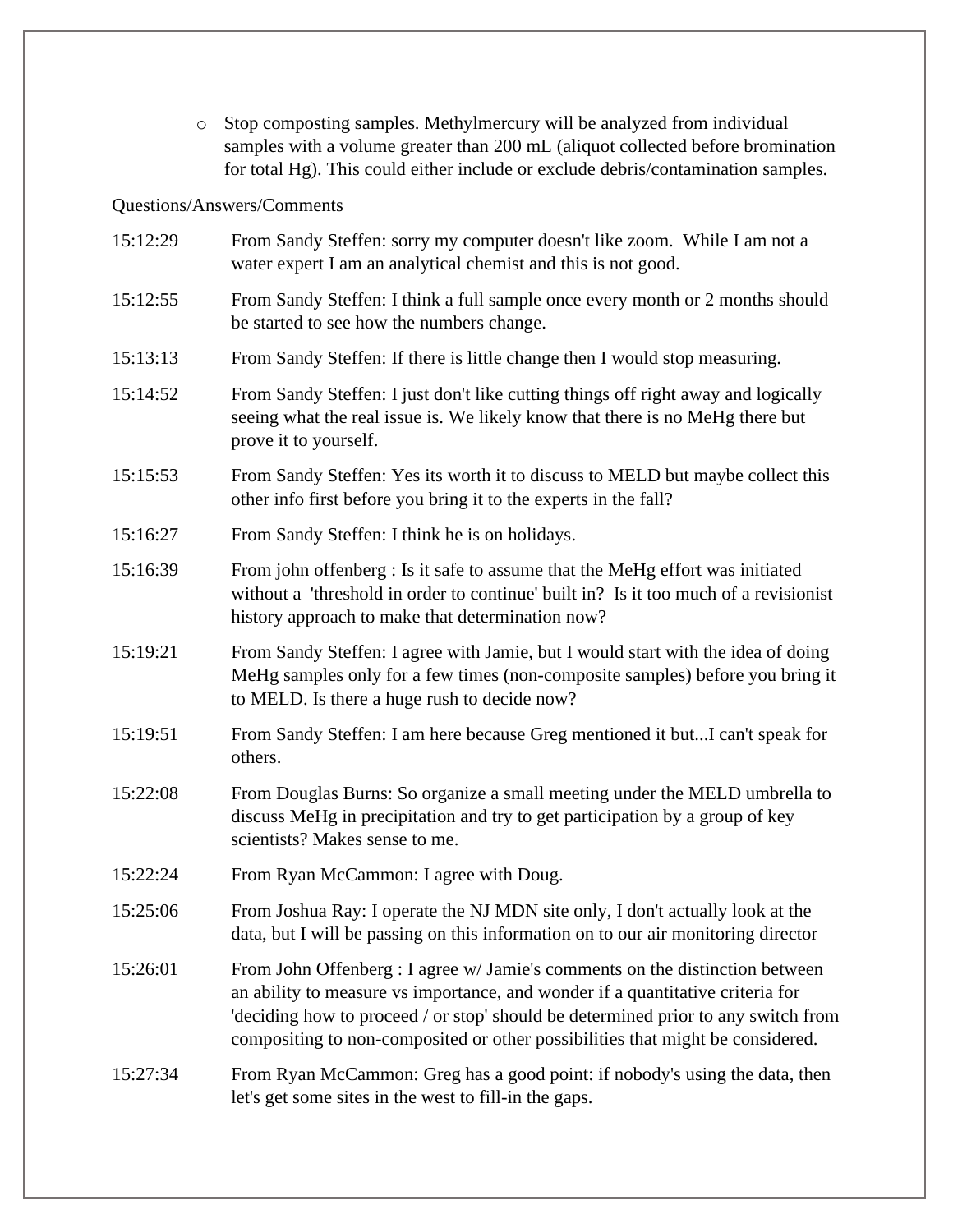- Stop composting samples. Methylmercury will be analyzed from individual samples with a volume greater than 200 mL (aliquot collected before bromination for total Hg). This could either include or exclude debris/contamination samples.

Questions/Answers/Comments

| | |
|---|---|
| 15:12:29 | From Sandy Steffen: sorry my computer doesn't like zoom. While I am not a water expert I am an analytical chemist and this is not good. |
| 15:12:55 | From Sandy Steffen: I think a full sample once every month or 2 months should be started to see how the numbers change. |
| 15:13:13 | From Sandy Steffen: If there is little change then I would stop measuring. |
| 15:14:52 | From Sandy Steffen: I just don't like cutting things off right away and logically seeing what the real issue is. We likely know that there is no MeHg there but prove it to yourself. |
| 15:15:53 | From Sandy Steffen: Yes its worth it to discuss to MELD but maybe collect this other info first before you bring it to the experts in the fall? |
| 15:16:27 | From Sandy Steffen: I think he is on holidays. |
| 15:16:39 | From john offenberg : Is it safe to assume that the MeHg effort was initiated without a 'threshold in order to continue' built in? Is it too much of a revisionist history approach to make that determination now? |
| 15:19:21 | From Sandy Steffen: I agree with Jamie, but I would start with the idea of doing MeHg samples only for a few times (non-composite samples) before you bring it to MELD. Is there a huge rush to decide now? |
| 15:19:51 | From Sandy Steffen: I am here because Greg mentioned it but...I can't speak for others. |
| 15:22:08 | From Douglas Burns: So organize a small meeting under the MELD umbrella to discuss MeHg in precipitation and try to get participation by a group of key scientists? Makes sense to me. |
| 15:22:24 | From Ryan McCammon: I agree with Doug. |
| 15:25:06 | From Joshua Ray: I operate the NJ MDN site only, I don't actually look at the data, but I will be passing on this information on to our air monitoring director |
| 15:26:01 | From John Offenberg : I agree w/ Jamie's comments on the distinction between an ability to measure vs importance, and wonder if a quantitative criteria for 'deciding how to proceed / or stop' should be determined prior to any switch from compositing to non-composited or other possibilities that might be considered. |
| 15:27:34 | From Ryan McCammon: Greg has a good point: if nobody's using the data, then let's get some sites in the west to fill-in the gaps. |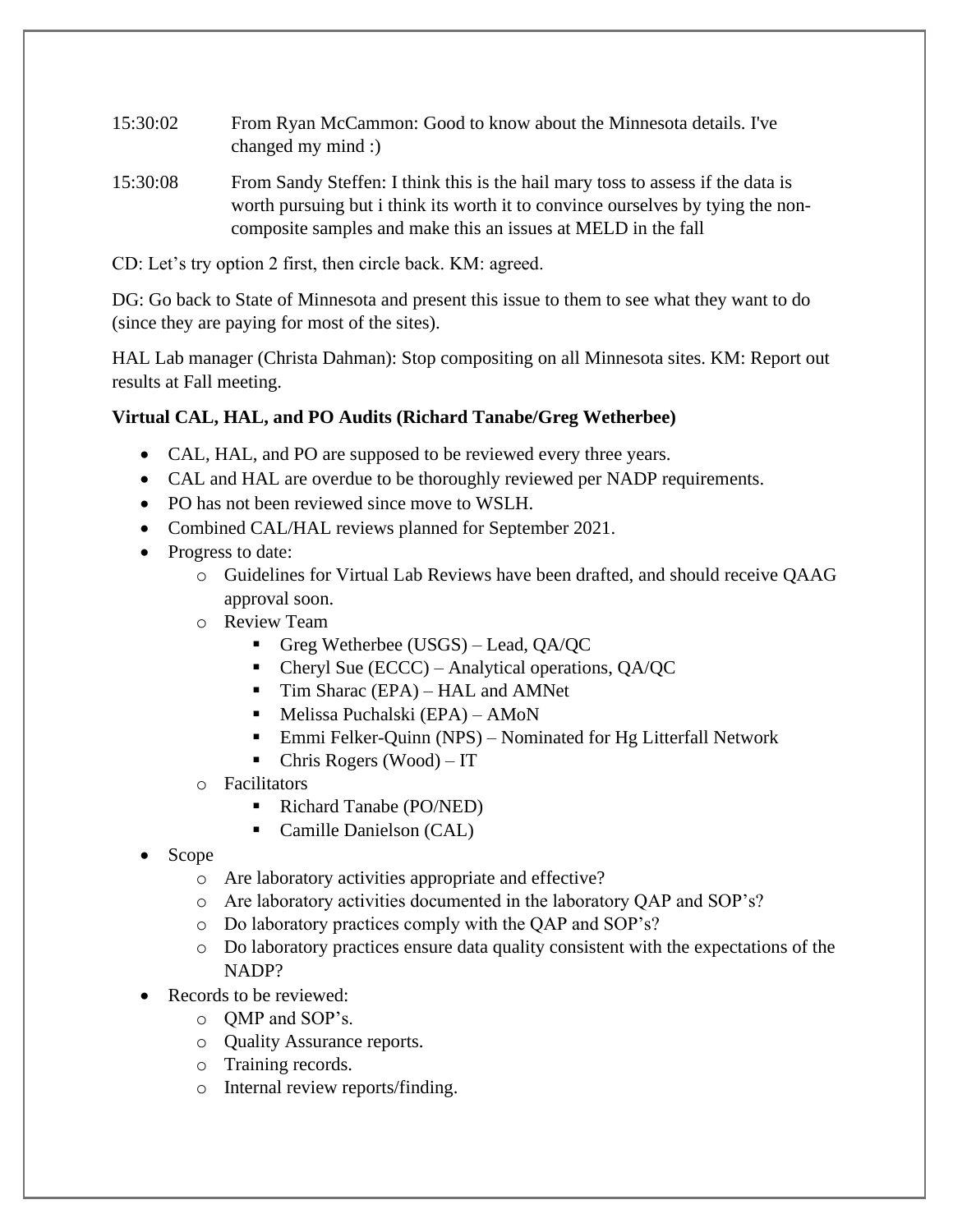15:30:02 From Ryan McCammon: Good to know about the Minnesota details. I've changed my mind :)

15:30:08 From Sandy Steffen: I think this is the hail mary toss to assess if the data is worth pursuing but i think its worth it to convince ourselves by tying the non-composite samples and make this an issues at MELD in the fall

CD: Let's try option 2 first, then circle back. KM: agreed.

DG: Go back to State of Minnesota and present this issue to them to see what they want to do (since they are paying for most of the sites).

HAL Lab manager (Christa Dahman): Stop compositing on all Minnesota sites. KM: Report out results at Fall meeting.

**Virtual CAL, HAL, and PO Audits (Richard Tanabe/Greg Wetherbee)**

- CAL, HAL, and PO are supposed to be reviewed every three years.
- CAL and HAL are overdue to be thoroughly reviewed per NADP requirements.
- PO has not been reviewed since move to WSLH.
- Combined CAL/HAL reviews planned for September 2021.
- Progress to date:
  - Guidelines for Virtual Lab Reviews have been drafted, and should receive QAAG approval soon.
  - Review Team
    - Greg Wetherbee (USGS) – Lead, QA/QC
    - Cheryl Sue (ECCC) – Analytical operations, QA/QC
    - Tim Sharac (EPA) – HAL and AMNet
    - Melissa Puchalski (EPA) – AMoN
    - Emmi Felker-Quinn (NPS) – Nominated for Hg Litterfall Network
    - Chris Rogers (Wood) – IT
  - Facilitators
    - Richard Tanabe (PO/NED)
    - Camille Danielson (CAL)
- Scope
  - Are laboratory activities appropriate and effective?
  - Are laboratory activities documented in the laboratory QAP and SOP's?
  - Do laboratory practices comply with the QAP and SOP's?
  - Do laboratory practices ensure data quality consistent with the expectations of the NADP?
- Records to be reviewed:
  - QMP and SOP's.
  - Quality Assurance reports.
  - Training records.
  - Internal review reports/finding.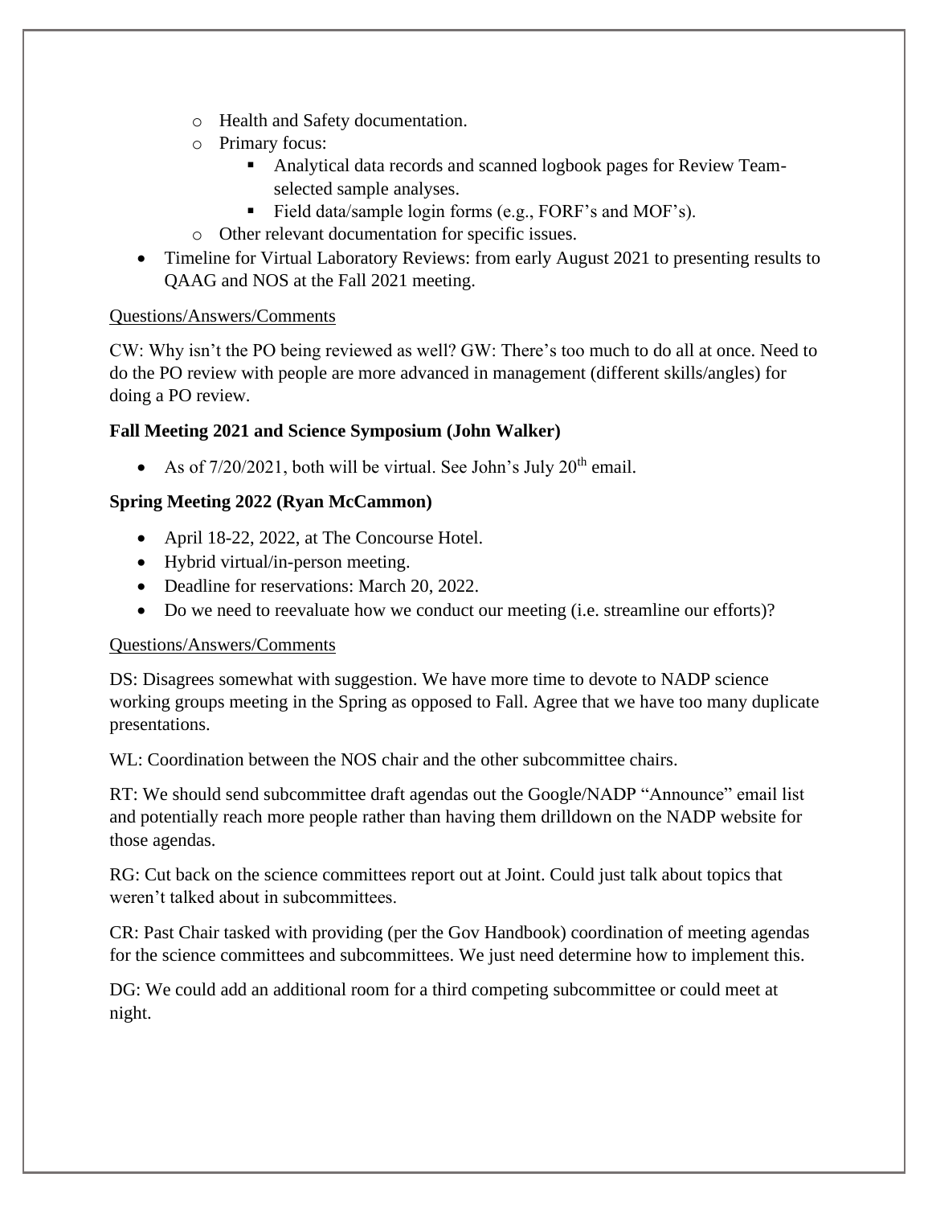- Health and Safety documentation.
  - Primary focus:
    - Analytical data records and scanned logbook pages for Review Team-selected sample analyses.
    - Field data/sample login forms (e.g., FORF's and MOF's).
  - Other relevant documentation for specific issues.
- Timeline for Virtual Laboratory Reviews: from early August 2021 to presenting results to QAAG and NOS at the Fall 2021 meeting.

Questions/Answers/Comments

CW: Why isn't the PO being reviewed as well? GW: There's too much to do all at once. Need to do the PO review with people are more advanced in management (different skills/angles) for doing a PO review.

**Fall Meeting 2021 and Science Symposium (John Walker)**

- As of 7/20/2021, both will be virtual. See John's July 20th email.

**Spring Meeting 2022 (Ryan McCammon)**

- April 18-22, 2022, at The Concourse Hotel.
- Hybrid virtual/in-person meeting.
- Deadline for reservations: March 20, 2022.
- Do we need to reevaluate how we conduct our meeting (i.e. streamline our efforts)?

Questions/Answers/Comments

DS: Disagrees somewhat with suggestion. We have more time to devote to NADP science working groups meeting in the Spring as opposed to Fall. Agree that we have too many duplicate presentations.

WL: Coordination between the NOS chair and the other subcommittee chairs.

RT: We should send subcommittee draft agendas out the Google/NADP "Announce" email list and potentially reach more people rather than having them drilldown on the NADP website for those agendas.

RG: Cut back on the science committees report out at Joint. Could just talk about topics that weren't talked about in subcommittees.

CR: Past Chair tasked with providing (per the Gov Handbook) coordination of meeting agendas for the science committees and subcommittees. We just need determine how to implement this.

DG: We could add an additional room for a third competing subcommittee or could meet at night.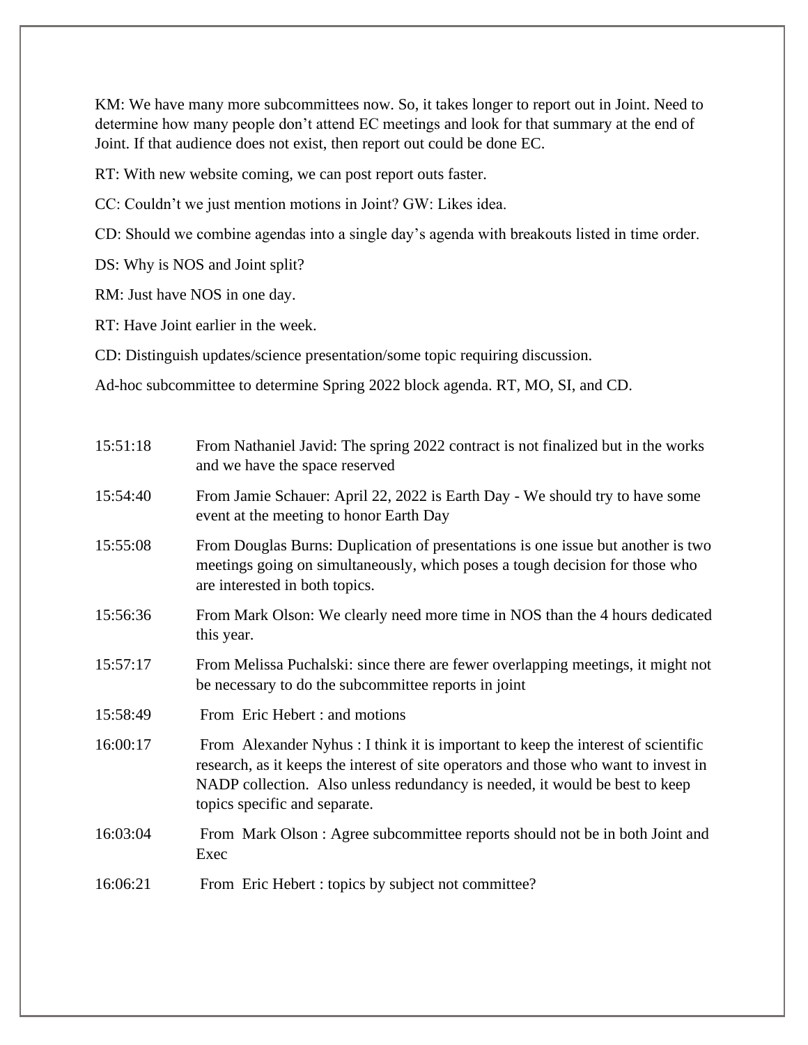KM: We have many more subcommittees now. So, it takes longer to report out in Joint. Need to determine how many people don't attend EC meetings and look for that summary at the end of Joint. If that audience does not exist, then report out could be done EC.

RT: With new website coming, we can post report outs faster.

CC: Couldn't we just mention motions in Joint? GW: Likes idea.

CD: Should we combine agendas into a single day's agenda with breakouts listed in time order.

DS: Why is NOS and Joint split?

RM: Just have NOS in one day.

RT: Have Joint earlier in the week.

CD: Distinguish updates/science presentation/some topic requiring discussion.

Ad-hoc subcommittee to determine Spring 2022 block agenda. RT, MO, SI, and CD.

| | |
|---|---|
| 15:51:18 | From Nathaniel Javid: The spring 2022 contract is not finalized but in the works and we have the space reserved |
| 15:54:40 | From Jamie Schauer: April 22, 2022 is Earth Day - We should try to have some event at the meeting to honor Earth Day |
| 15:55:08 | From Douglas Burns: Duplication of presentations is one issue but another is two meetings going on simultaneously, which poses a tough decision for those who are interested in both topics. |
| 15:56:36 | From Mark Olson: We clearly need more time in NOS than the 4 hours dedicated this year. |
| 15:57:17 | From Melissa Puchalski: since there are fewer overlapping meetings, it might not be necessary to do the subcommittee reports in joint |
| 15:58:49 | From Eric Hebert : and motions |
| 16:00:17 | From Alexander Nyhus : I think it is important to keep the interest of scientific research, as it keeps the interest of site operators and those who want to invest in NADP collection. Also unless redundancy is needed, it would be best to keep topics specific and separate. |
| 16:03:04 | From Mark Olson : Agree subcommittee reports should not be in both Joint and Exec |
| 16:06:21 | From Eric Hebert : topics by subject not committee? |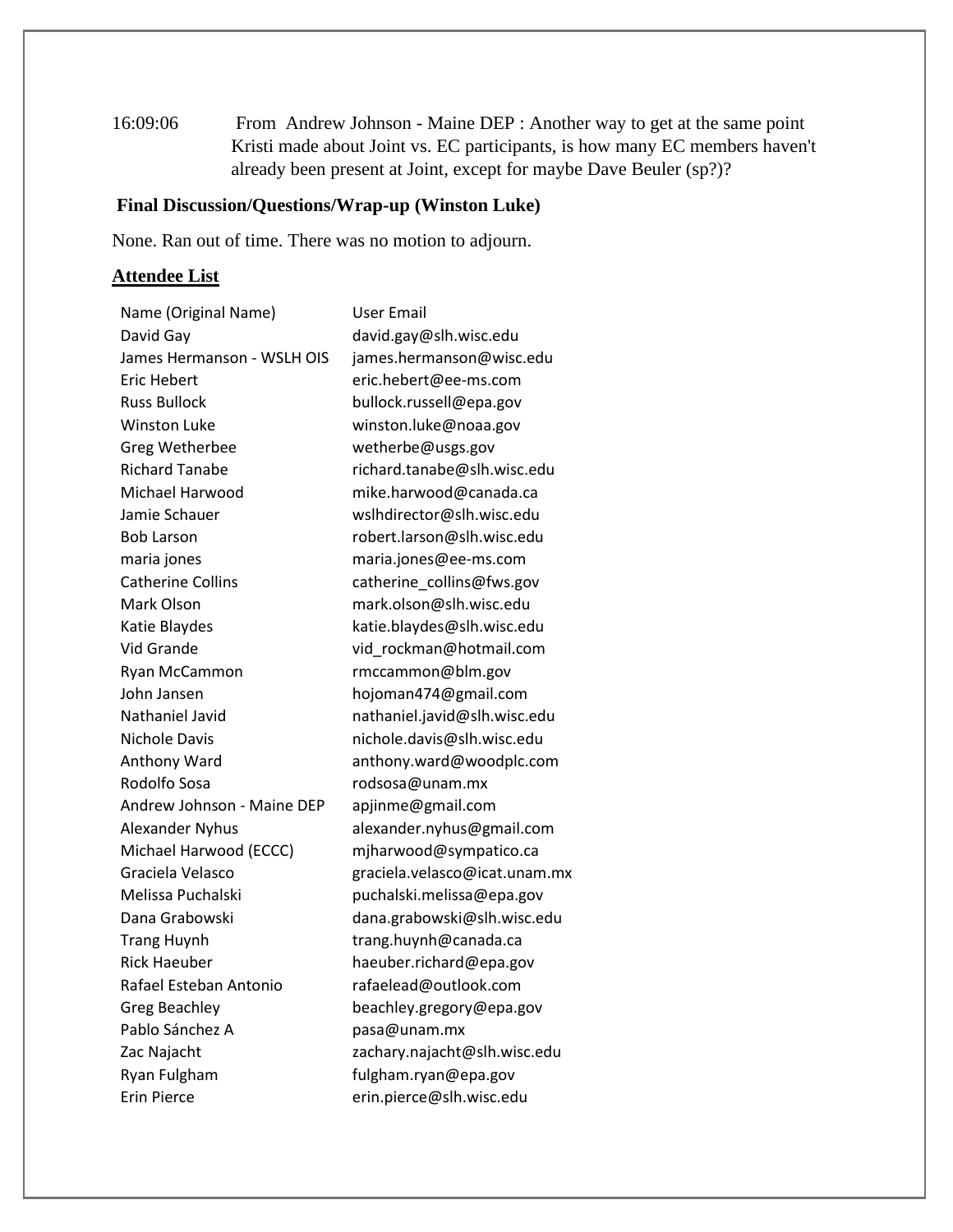16:09:06 From Andrew Johnson - Maine DEP : Another way to get at the same point Kristi made about Joint vs. EC participants, is how many EC members haven't already been present at Joint, except for maybe Dave Beuler (sp?)?

**Final Discussion/Questions/Wrap-up (Winston Luke)**

None. Ran out of time. There was no motion to adjourn.

## Attendee List

| Name (Original Name) | User Email |
|---|---|
| David Gay | david.gay@slh.wisc.edu |
| James Hermanson - WSLH OIS | james.hermanson@wisc.edu |
| Eric Hebert | eric.hebert@ee-ms.com |
| Russ Bullock | bullock.russell@epa.gov |
| Winston Luke | winston.luke@noaa.gov |
| Greg Wetherbee | wetherbe@usgs.gov |
| Richard Tanabe | richard.tanabe@slh.wisc.edu |
| Michael Harwood | mike.harwood@canada.ca |
| Jamie Schauer | wslhdirector@slh.wisc.edu |
| Bob Larson | robert.larson@slh.wisc.edu |
| maria jones | maria.jones@ee-ms.com |
| Catherine Collins | catherine_collins@fws.gov |
| Mark Olson | mark.olson@slh.wisc.edu |
| Katie Blaydes | katie.blaydes@slh.wisc.edu |
| Vid Grande | vid_rockman@hotmail.com |
| Ryan McCammon | rmccammon@blm.gov |
| John Jansen | hojoman474@gmail.com |
| Nathaniel Javid | nathaniel.javid@slh.wisc.edu |
| Nichole Davis | nichole.davis@slh.wisc.edu |
| Anthony Ward | anthony.ward@woodplc.com |
| Rodolfo Sosa | rodsosa@unam.mx |
| Andrew Johnson - Maine DEP | apjinme@gmail.com |
| Alexander Nyhus | alexander.nyhus@gmail.com |
| Michael Harwood (ECCC) | mjharwood@sympatico.ca |
| Graciela Velasco | graciela.velasco@icat.unam.mx |
| Melissa Puchalski | puchalski.melissa@epa.gov |
| Dana Grabowski | dana.grabowski@slh.wisc.edu |
| Trang Huynh | trang.huynh@canada.ca |
| Rick Haeuber | haeuber.richard@epa.gov |
| Rafael Esteban Antonio | rafaelead@outlook.com |
| Greg Beachley | beachley.gregory@epa.gov |
| Pablo Sánchez A | pasa@unam.mx |
| Zac Najacht | zachary.najacht@slh.wisc.edu |
| Ryan Fulgham | fulgham.ryan@epa.gov |
| Erin Pierce | erin.pierce@slh.wisc.edu |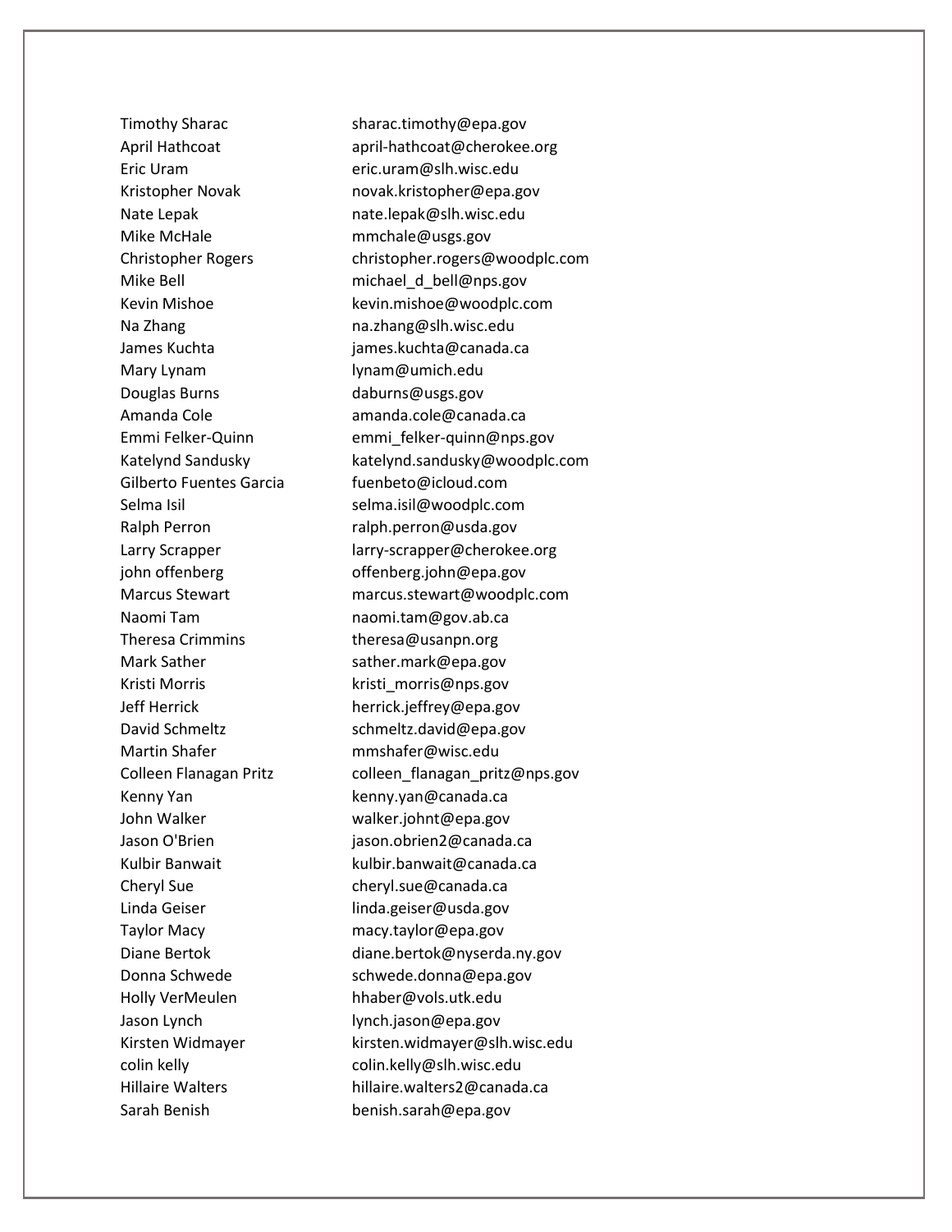| | |
|---|---|
| Timothy Sharac | sharac.timothy@epa.gov |
| April Hathcoat | april-hathcoat@cherokee.org |
| Eric Uram | eric.uram@slh.wisc.edu |
| Kristopher Novak | novak.kristopher@epa.gov |
| Nate Lepak | nate.lepak@slh.wisc.edu |
| Mike McHale | mmchale@usgs.gov |
| Christopher Rogers | christopher.rogers@woodplc.com |
| Mike Bell | michael_d_bell@nps.gov |
| Kevin Mishoe | kevin.mishoe@woodplc.com |
| Na Zhang | na.zhang@slh.wisc.edu |
| James Kuchta | james.kuchta@canada.ca |
| Mary Lynam | lynam@umich.edu |
| Douglas Burns | daburns@usgs.gov |
| Amanda Cole | amanda.cole@canada.ca |
| Emmi Felker-Quinn | emmi_felker-quinn@nps.gov |
| Katelynd Sandusky | katelynd.sandusky@woodplc.com |
| Gilberto Fuentes Garcia | fuenbeto@icloud.com |
| Selma Isil | selma.isil@woodplc.com |
| Ralph Perron | ralph.perron@usda.gov |
| Larry Scrapper | larry-scrapper@cherokee.org |
| john offenberg | offenberg.john@epa.gov |
| Marcus Stewart | marcus.stewart@woodplc.com |
| Naomi Tam | naomi.tam@gov.ab.ca |
| Theresa Crimmins | theresa@usanpn.org |
| Mark Sather | sather.mark@epa.gov |
| Kristi Morris | kristi_morris@nps.gov |
| Jeff Herrick | herrick.jeffrey@epa.gov |
| David Schmeltz | schmeltz.david@epa.gov |
| Martin Shafer | mmshafer@wisc.edu |
| Colleen Flanagan Pritz | colleen_flanagan_pritz@nps.gov |
| Kenny Yan | kenny.yan@canada.ca |
| John Walker | walker.johnt@epa.gov |
| Jason O'Brien | jason.obrien2@canada.ca |
| Kulbir Banwait | kulbir.banwait@canada.ca |
| Cheryl Sue | cheryl.sue@canada.ca |
| Linda Geiser | linda.geiser@usda.gov |
| Taylor Macy | macy.taylor@epa.gov |
| Diane Bertok | diane.bertok@nyserda.ny.gov |
| Donna Schwede | schwede.donna@epa.gov |
| Holly VerMeulen | hhaber@vols.utk.edu |
| Jason Lynch | lynch.jason@epa.gov |
| Kirsten Widmayer | kirsten.widmayer@slh.wisc.edu |
| colin kelly | colin.kelly@slh.wisc.edu |
| Hillaire Walters | hillaire.walters2@canada.ca |
| Sarah Benish | benish.sarah@epa.gov |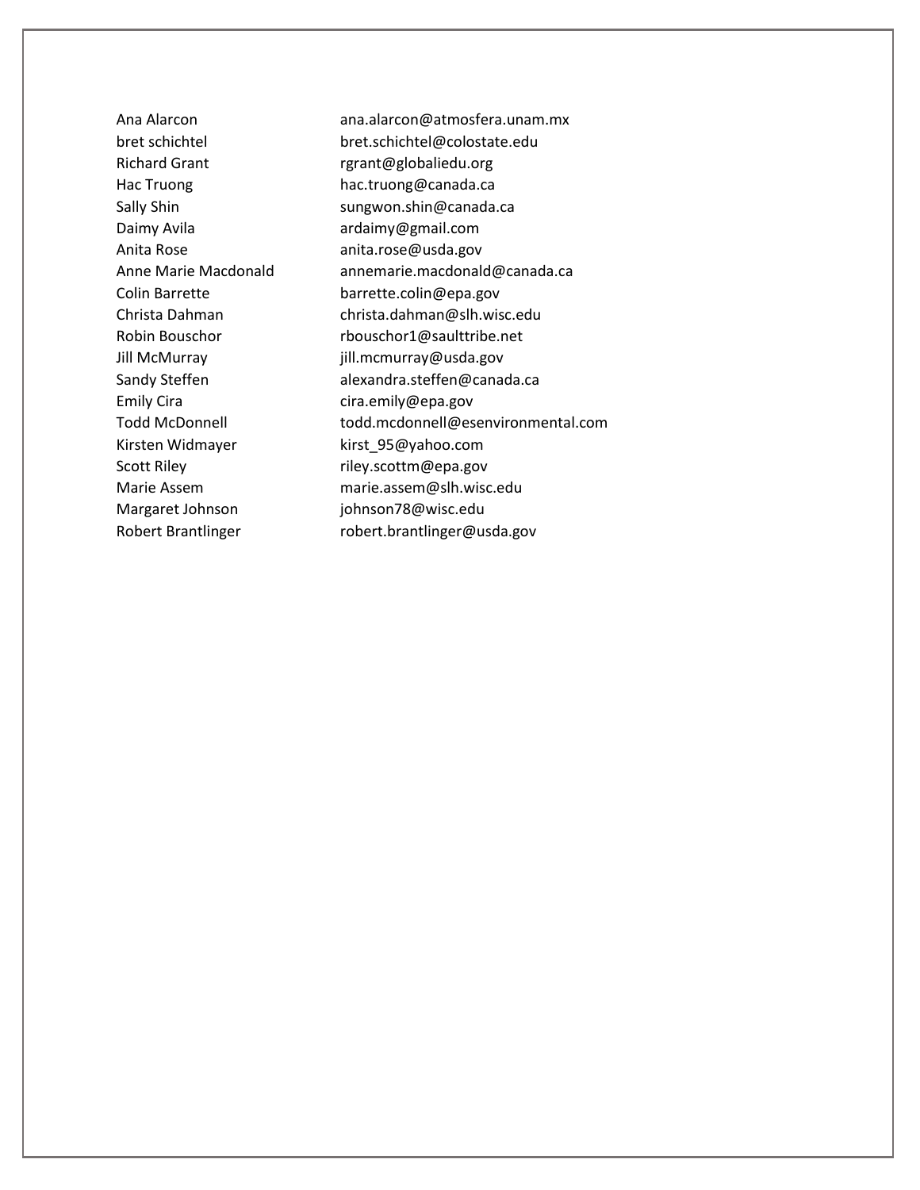| | |
|---|---|
| Ana Alarcon | ana.alarcon@atmosfera.unam.mx |
| bret schichtel | bret.schichtel@colostate.edu |
| Richard Grant | rgrant@globaliedu.org |
| Hac Truong | hac.truong@canada.ca |
| Sally Shin | sungwon.shin@canada.ca |
| Daimy Avila | ardaimy@gmail.com |
| Anita Rose | anita.rose@usda.gov |
| Anne Marie Macdonald | annemarie.macdonald@canada.ca |
| Colin Barrette | barrette.colin@epa.gov |
| Christa Dahman | christa.dahman@slh.wisc.edu |
| Robin Bouschor | rbouschor1@saulttribe.net |
| Jill McMurray | jill.mcmurray@usda.gov |
| Sandy Steffen | alexandra.steffen@canada.ca |
| Emily Cira | cira.emily@epa.gov |
| Todd McDonnell | todd.mcdonnell@esenvironmental.com |
| Kirsten Widmayer | kirst_95@yahoo.com |
| Scott Riley | riley.scottm@epa.gov |
| Marie Assem | marie.assem@slh.wisc.edu |
| Margaret Johnson | johnson78@wisc.edu |
| Robert Brantlinger | robert.brantlinger@usda.gov |